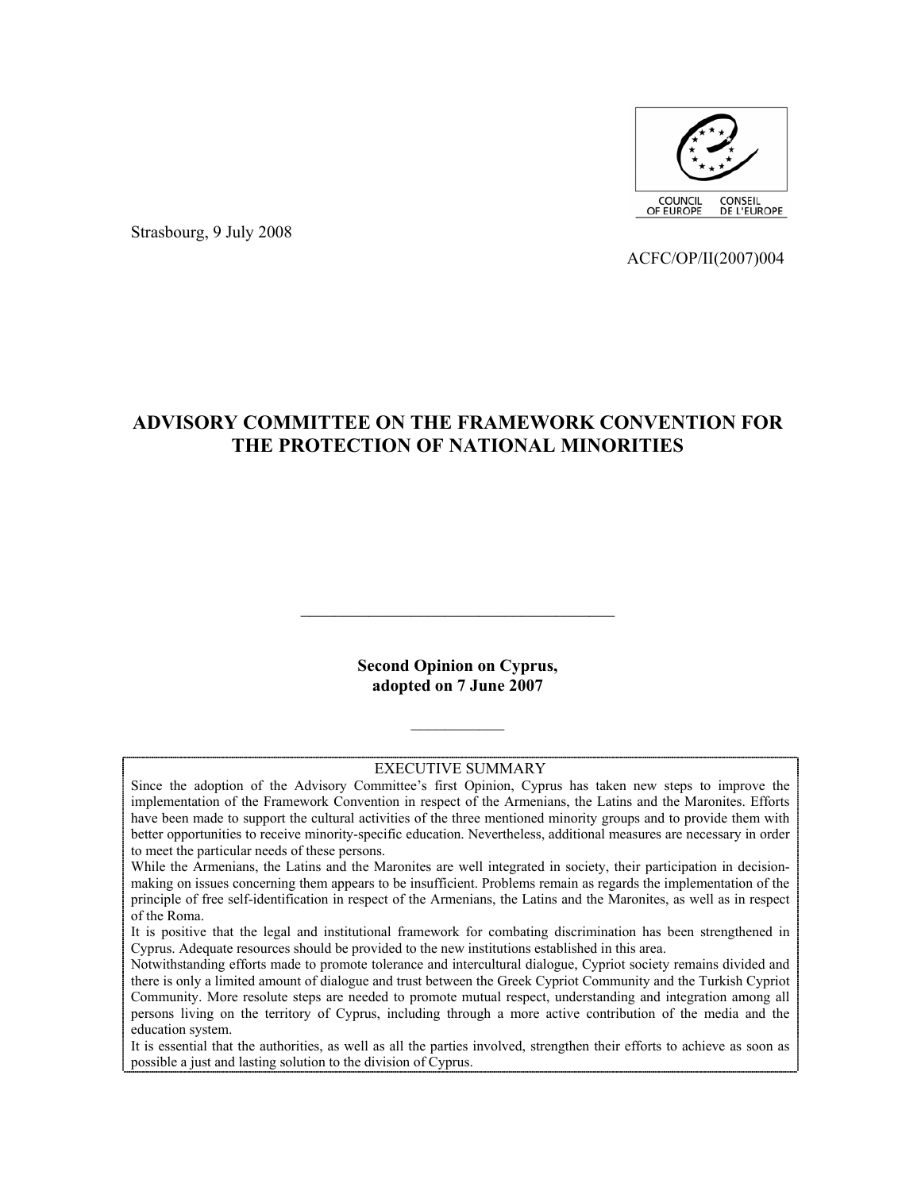COUNCIL OF EUROPE CONSEIL DE L'EUROPE

Strasbourg, 9 July 2008

ACFC/OP/II(2007)004

# ADVISORY COMMITTEE ON THE FRAMEWORK CONVENTION FOR THE PROTECTION OF NATIONAL MINORITIES

---

**Second Opinion on Cyprus, adopted on 7 June 2007**

---

EXECUTIVE SUMMARY

Since the adoption of the Advisory Committee's first Opinion, Cyprus has taken new steps to improve the implementation of the Framework Convention in respect of the Armenians, the Latins and the Maronites. Efforts have been made to support the cultural activities of the three mentioned minority groups and to provide them with better opportunities to receive minority-specific education. Nevertheless, additional measures are necessary in order to meet the particular needs of these persons.

While the Armenians, the Latins and the Maronites are well integrated in society, their participation in decision-making on issues concerning them appears to be insufficient. Problems remain as regards the implementation of the principle of free self-identification in respect of the Armenians, the Latins and the Maronites, as well as in respect of the Roma.

It is positive that the legal and institutional framework for combating discrimination has been strengthened in Cyprus. Adequate resources should be provided to the new institutions established in this area.

Notwithstanding efforts made to promote tolerance and intercultural dialogue, Cypriot society remains divided and there is only a limited amount of dialogue and trust between the Greek Cypriot Community and the Turkish Cypriot Community. More resolute steps are needed to promote mutual respect, understanding and integration among all persons living on the territory of Cyprus, including through a more active contribution of the media and the education system.

It is essential that the authorities, as well as all the parties involved, strengthen their efforts to achieve as soon as possible a just and lasting solution to the division of Cyprus.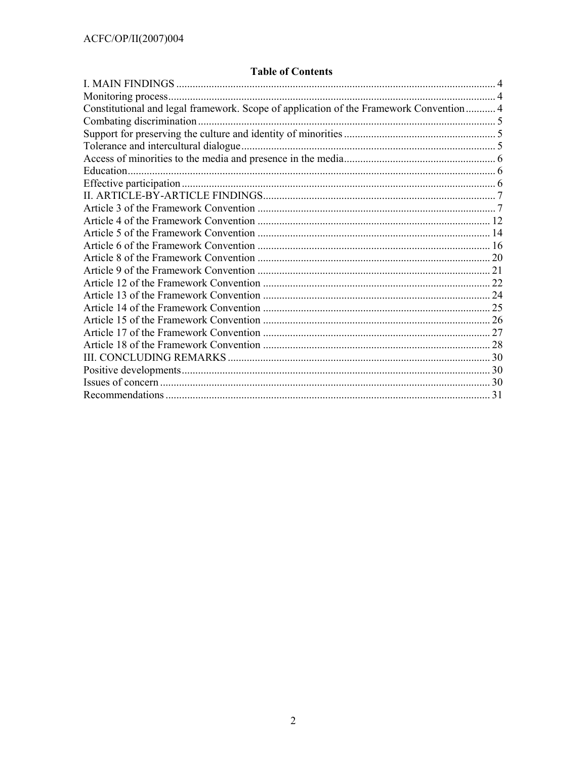## Table of Contents

I. MAIN FINDINGS ..... 4
Monitoring process ..... 4
Constitutional and legal framework. Scope of application of the Framework Convention ..... 4
Combating discrimination ..... 5
Support for preserving the culture and identity of minorities ..... 5
Tolerance and intercultural dialogue ..... 5
Access of minorities to the media and presence in the media ..... 6
Education ..... 6
Effective participation ..... 6
II. ARTICLE-BY-ARTICLE FINDINGS ..... 7
Article 3 of the Framework Convention ..... 7
Article 4 of the Framework Convention ..... 12
Article 5 of the Framework Convention ..... 14
Article 6 of the Framework Convention ..... 16
Article 8 of the Framework Convention ..... 20
Article 9 of the Framework Convention ..... 21
Article 12 of the Framework Convention ..... 22
Article 13 of the Framework Convention ..... 24
Article 14 of the Framework Convention ..... 25
Article 15 of the Framework Convention ..... 26
Article 17 of the Framework Convention ..... 27
Article 18 of the Framework Convention ..... 28
III. CONCLUDING REMARKS ..... 30
Positive developments ..... 30
Issues of concern ..... 30
Recommendations ..... 31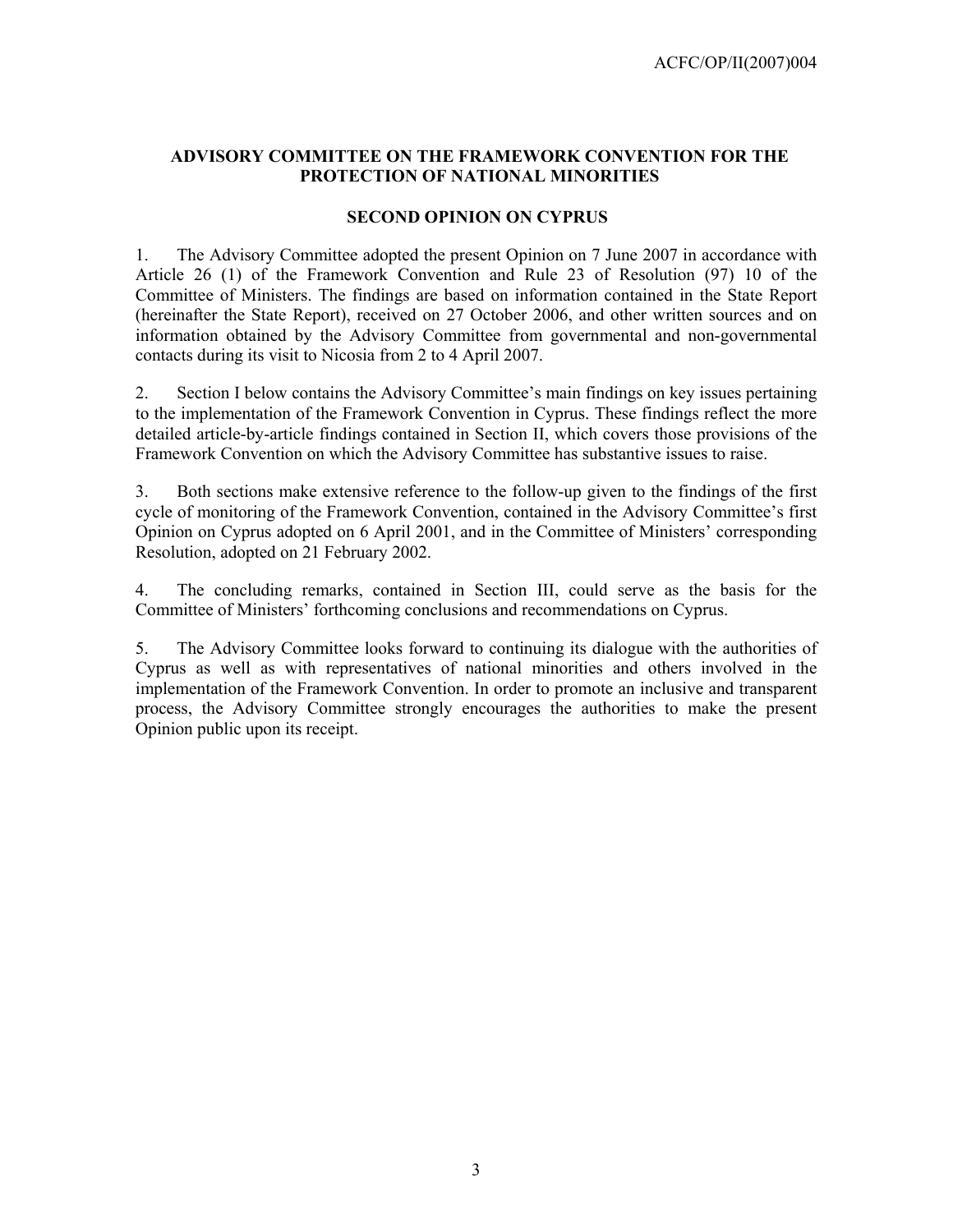# ADVISORY COMMITTEE ON THE FRAMEWORK CONVENTION FOR THE PROTECTION OF NATIONAL MINORITIES

## SECOND OPINION ON CYPRUS

1. The Advisory Committee adopted the present Opinion on 7 June 2007 in accordance with Article 26 (1) of the Framework Convention and Rule 23 of Resolution (97) 10 of the Committee of Ministers. The findings are based on information contained in the State Report (hereinafter the State Report), received on 27 October 2006, and other written sources and on information obtained by the Advisory Committee from governmental and non-governmental contacts during its visit to Nicosia from 2 to 4 April 2007.

2. Section I below contains the Advisory Committee's main findings on key issues pertaining to the implementation of the Framework Convention in Cyprus. These findings reflect the more detailed article-by-article findings contained in Section II, which covers those provisions of the Framework Convention on which the Advisory Committee has substantive issues to raise.

3. Both sections make extensive reference to the follow-up given to the findings of the first cycle of monitoring of the Framework Convention, contained in the Advisory Committee's first Opinion on Cyprus adopted on 6 April 2001, and in the Committee of Ministers' corresponding Resolution, adopted on 21 February 2002.

4. The concluding remarks, contained in Section III, could serve as the basis for the Committee of Ministers' forthcoming conclusions and recommendations on Cyprus.

5. The Advisory Committee looks forward to continuing its dialogue with the authorities of Cyprus as well as with representatives of national minorities and others involved in the implementation of the Framework Convention. In order to promote an inclusive and transparent process, the Advisory Committee strongly encourages the authorities to make the present Opinion public upon its receipt.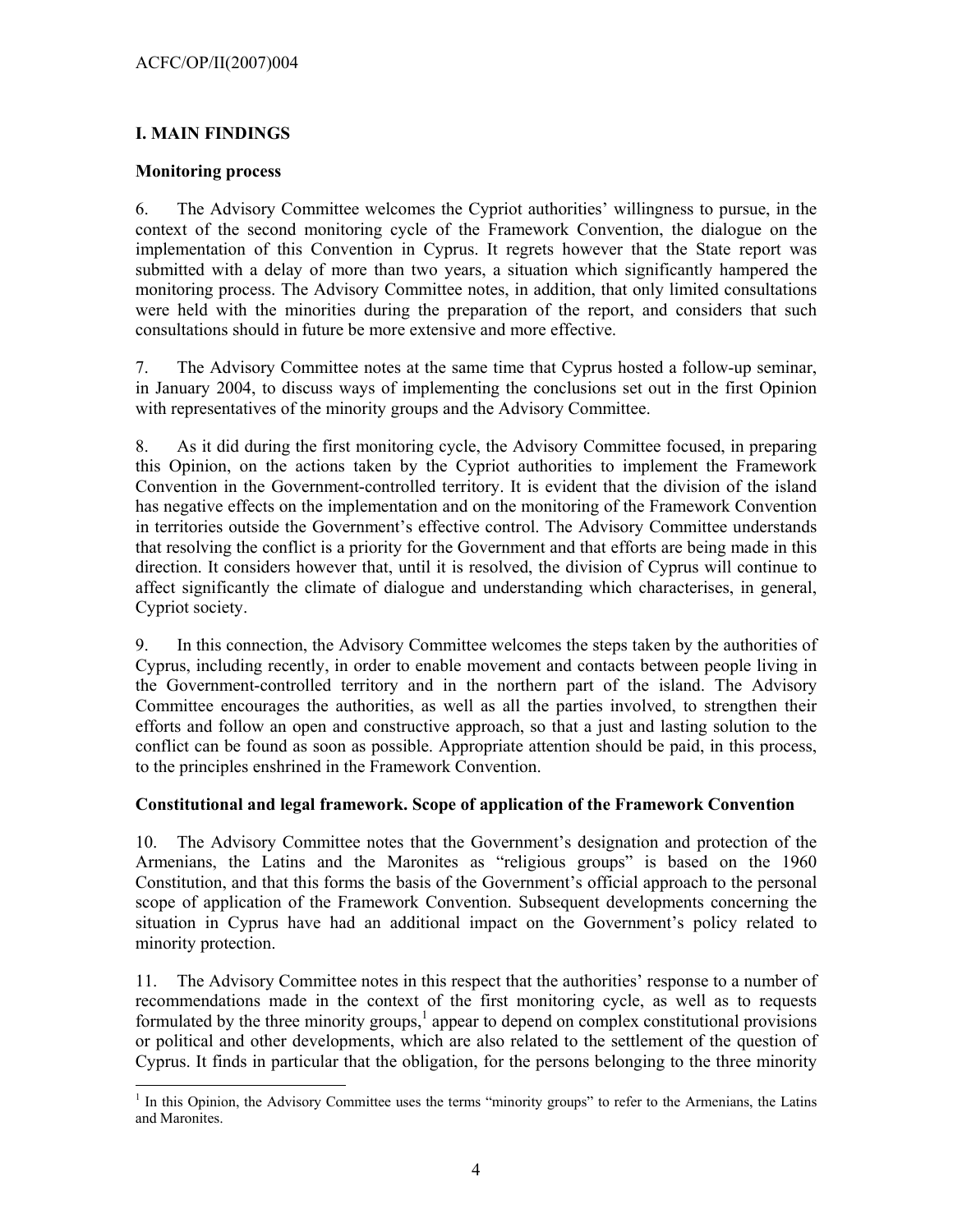## I. MAIN FINDINGS

### Monitoring process

6. The Advisory Committee welcomes the Cypriot authorities' willingness to pursue, in the context of the second monitoring cycle of the Framework Convention, the dialogue on the implementation of this Convention in Cyprus. It regrets however that the State report was submitted with a delay of more than two years, a situation which significantly hampered the monitoring process. The Advisory Committee notes, in addition, that only limited consultations were held with the minorities during the preparation of the report, and considers that such consultations should in future be more extensive and more effective.

7. The Advisory Committee notes at the same time that Cyprus hosted a follow-up seminar, in January 2004, to discuss ways of implementing the conclusions set out in the first Opinion with representatives of the minority groups and the Advisory Committee.

8. As it did during the first monitoring cycle, the Advisory Committee focused, in preparing this Opinion, on the actions taken by the Cypriot authorities to implement the Framework Convention in the Government-controlled territory. It is evident that the division of the island has negative effects on the implementation and on the monitoring of the Framework Convention in territories outside the Government's effective control. The Advisory Committee understands that resolving the conflict is a priority for the Government and that efforts are being made in this direction. It considers however that, until it is resolved, the division of Cyprus will continue to affect significantly the climate of dialogue and understanding which characterises, in general, Cypriot society.

9. In this connection, the Advisory Committee welcomes the steps taken by the authorities of Cyprus, including recently, in order to enable movement and contacts between people living in the Government-controlled territory and in the northern part of the island. The Advisory Committee encourages the authorities, as well as all the parties involved, to strengthen their efforts and follow an open and constructive approach, so that a just and lasting solution to the conflict can be found as soon as possible. Appropriate attention should be paid, in this process, to the principles enshrined in the Framework Convention.

### Constitutional and legal framework. Scope of application of the Framework Convention

10. The Advisory Committee notes that the Government's designation and protection of the Armenians, the Latins and the Maronites as "religious groups" is based on the 1960 Constitution, and that this forms the basis of the Government's official approach to the personal scope of application of the Framework Convention. Subsequent developments concerning the situation in Cyprus have had an additional impact on the Government's policy related to minority protection.

11. The Advisory Committee notes in this respect that the authorities' response to a number of recommendations made in the context of the first monitoring cycle, as well as to requests formulated by the three minority groups,[1] appear to depend on complex constitutional provisions or political and other developments, which are also related to the settlement of the question of Cyprus. It finds in particular that the obligation, for the persons belonging to the three minority

---

[1] In this Opinion, the Advisory Committee uses the terms "minority groups" to refer to the Armenians, the Latins and Maronites.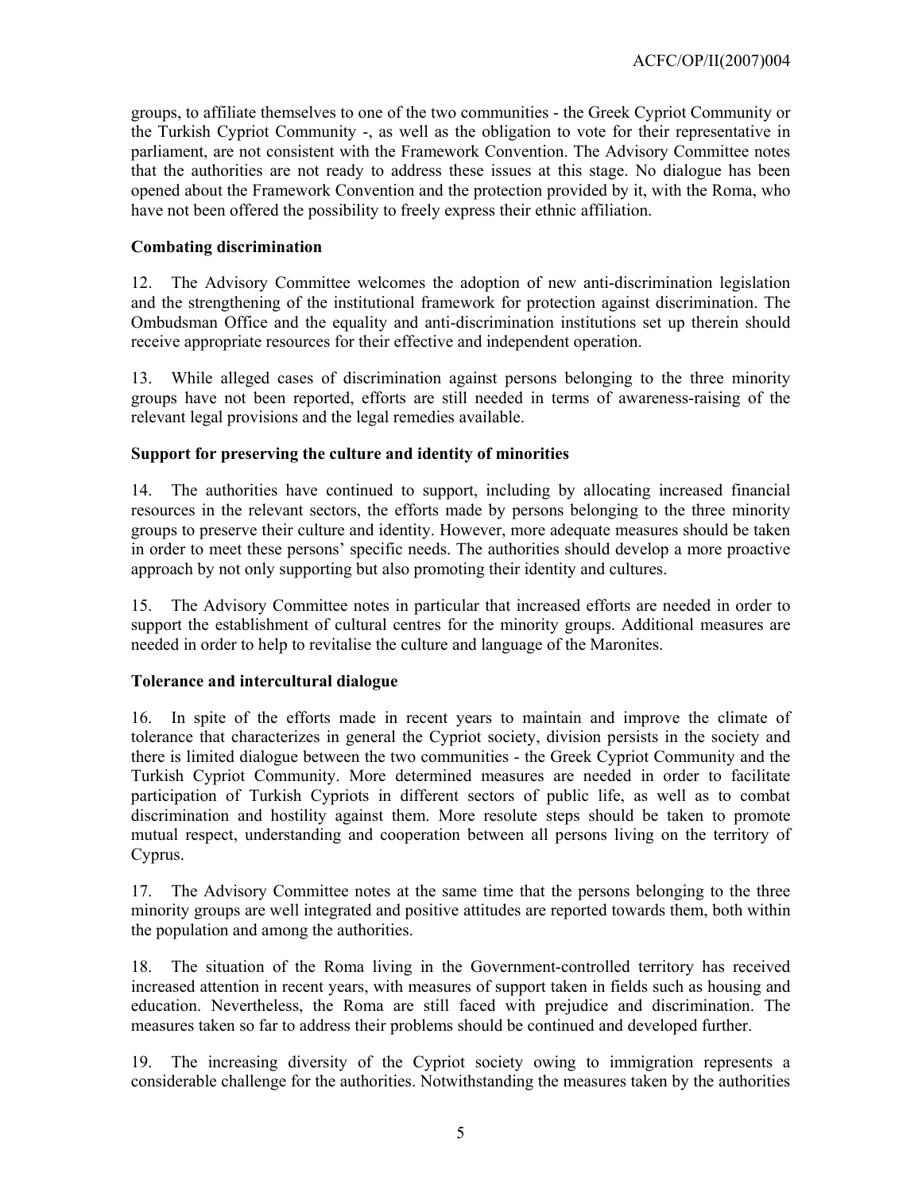groups, to affiliate themselves to one of the two communities - the Greek Cypriot Community or the Turkish Cypriot Community -, as well as the obligation to vote for their representative in parliament, are not consistent with the Framework Convention. The Advisory Committee notes that the authorities are not ready to address these issues at this stage. No dialogue has been opened about the Framework Convention and the protection provided by it, with the Roma, who have not been offered the possibility to freely express their ethnic affiliation.

### Combating discrimination

12. The Advisory Committee welcomes the adoption of new anti-discrimination legislation and the strengthening of the institutional framework for protection against discrimination. The Ombudsman Office and the equality and anti-discrimination institutions set up therein should receive appropriate resources for their effective and independent operation.

13. While alleged cases of discrimination against persons belonging to the three minority groups have not been reported, efforts are still needed in terms of awareness-raising of the relevant legal provisions and the legal remedies available.

### Support for preserving the culture and identity of minorities

14. The authorities have continued to support, including by allocating increased financial resources in the relevant sectors, the efforts made by persons belonging to the three minority groups to preserve their culture and identity. However, more adequate measures should be taken in order to meet these persons' specific needs. The authorities should develop a more proactive approach by not only supporting but also promoting their identity and cultures.

15. The Advisory Committee notes in particular that increased efforts are needed in order to support the establishment of cultural centres for the minority groups. Additional measures are needed in order to help to revitalise the culture and language of the Maronites.

### Tolerance and intercultural dialogue

16. In spite of the efforts made in recent years to maintain and improve the climate of tolerance that characterizes in general the Cypriot society, division persists in the society and there is limited dialogue between the two communities - the Greek Cypriot Community and the Turkish Cypriot Community. More determined measures are needed in order to facilitate participation of Turkish Cypriots in different sectors of public life, as well as to combat discrimination and hostility against them. More resolute steps should be taken to promote mutual respect, understanding and cooperation between all persons living on the territory of Cyprus.

17. The Advisory Committee notes at the same time that the persons belonging to the three minority groups are well integrated and positive attitudes are reported towards them, both within the population and among the authorities.

18. The situation of the Roma living in the Government-controlled territory has received increased attention in recent years, with measures of support taken in fields such as housing and education. Nevertheless, the Roma are still faced with prejudice and discrimination. The measures taken so far to address their problems should be continued and developed further.

19. The increasing diversity of the Cypriot society owing to immigration represents a considerable challenge for the authorities. Notwithstanding the measures taken by the authorities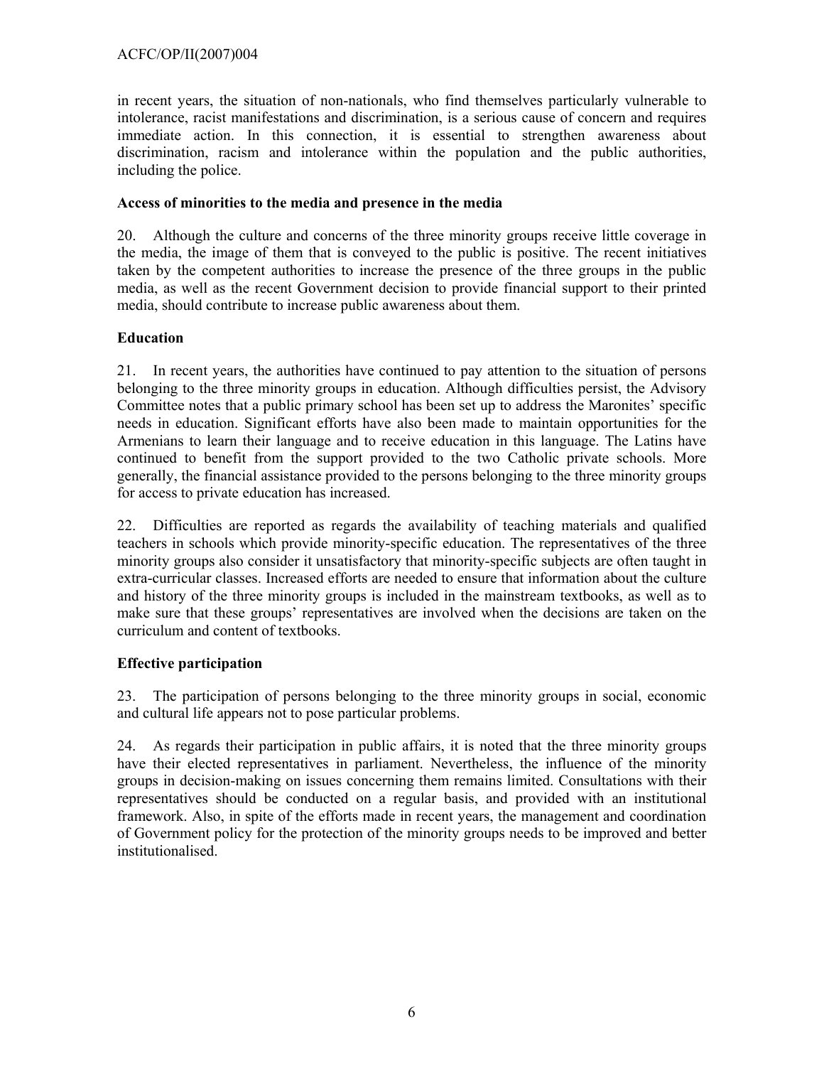in recent years, the situation of non-nationals, who find themselves particularly vulnerable to intolerance, racist manifestations and discrimination, is a serious cause of concern and requires immediate action. In this connection, it is essential to strengthen awareness about discrimination, racism and intolerance within the population and the public authorities, including the police.

**Access of minorities to the media and presence in the media**

20. Although the culture and concerns of the three minority groups receive little coverage in the media, the image of them that is conveyed to the public is positive. The recent initiatives taken by the competent authorities to increase the presence of the three groups in the public media, as well as the recent Government decision to provide financial support to their printed media, should contribute to increase public awareness about them.

**Education**

21. In recent years, the authorities have continued to pay attention to the situation of persons belonging to the three minority groups in education. Although difficulties persist, the Advisory Committee notes that a public primary school has been set up to address the Maronites' specific needs in education. Significant efforts have also been made to maintain opportunities for the Armenians to learn their language and to receive education in this language. The Latins have continued to benefit from the support provided to the two Catholic private schools. More generally, the financial assistance provided to the persons belonging to the three minority groups for access to private education has increased.

22. Difficulties are reported as regards the availability of teaching materials and qualified teachers in schools which provide minority-specific education. The representatives of the three minority groups also consider it unsatisfactory that minority-specific subjects are often taught in extra-curricular classes. Increased efforts are needed to ensure that information about the culture and history of the three minority groups is included in the mainstream textbooks, as well as to make sure that these groups' representatives are involved when the decisions are taken on the curriculum and content of textbooks.

**Effective participation**

23. The participation of persons belonging to the three minority groups in social, economic and cultural life appears not to pose particular problems.

24. As regards their participation in public affairs, it is noted that the three minority groups have their elected representatives in parliament. Nevertheless, the influence of the minority groups in decision-making on issues concerning them remains limited. Consultations with their representatives should be conducted on a regular basis, and provided with an institutional framework. Also, in spite of the efforts made in recent years, the management and coordination of Government policy for the protection of the minority groups needs to be improved and better institutionalised.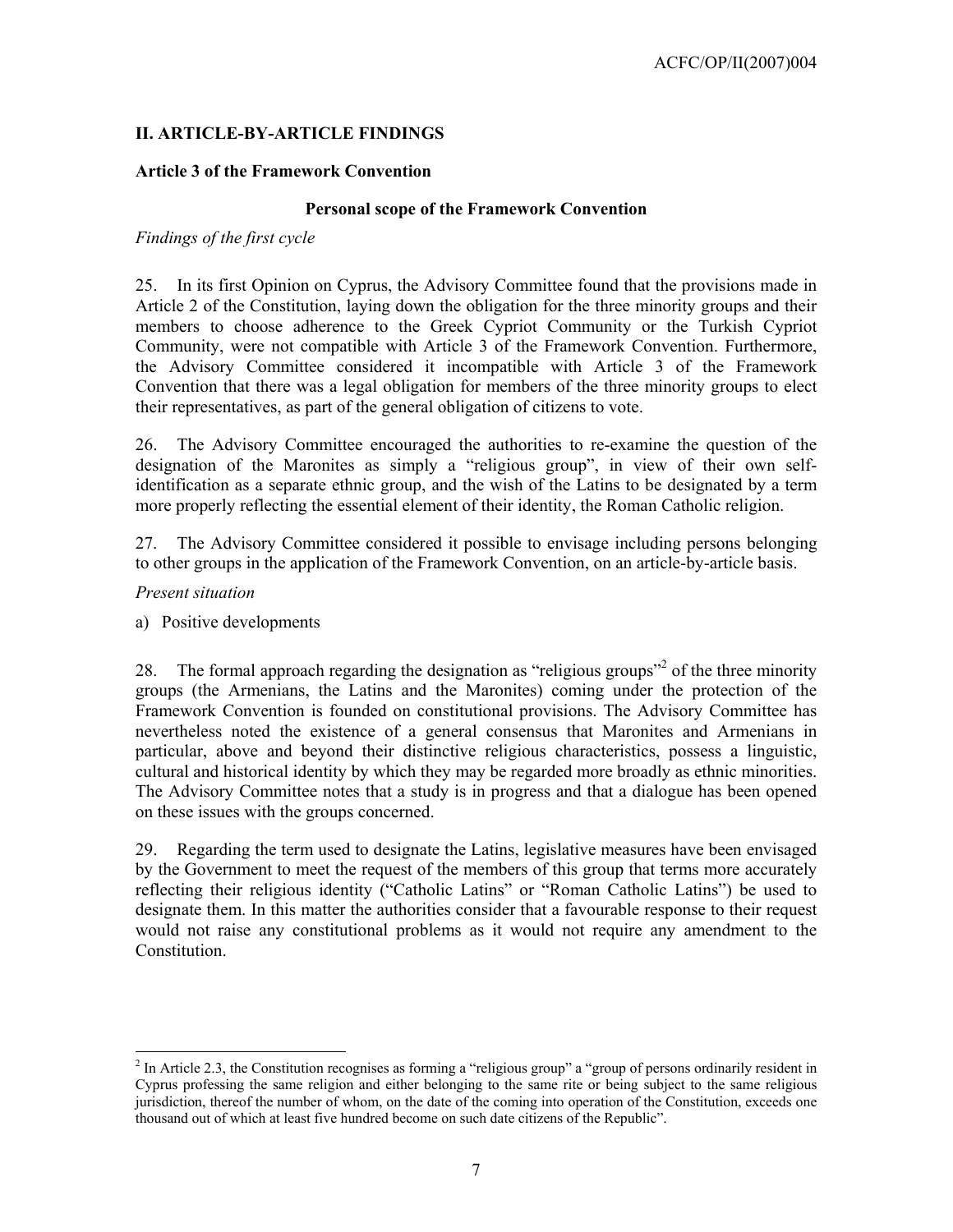## II. ARTICLE-BY-ARTICLE FINDINGS

### Article 3 of the Framework Convention

#### Personal scope of the Framework Convention

*Findings of the first cycle*

25. In its first Opinion on Cyprus, the Advisory Committee found that the provisions made in Article 2 of the Constitution, laying down the obligation for the three minority groups and their members to choose adherence to the Greek Cypriot Community or the Turkish Cypriot Community, were not compatible with Article 3 of the Framework Convention. Furthermore, the Advisory Committee considered it incompatible with Article 3 of the Framework Convention that there was a legal obligation for members of the three minority groups to elect their representatives, as part of the general obligation of citizens to vote.

26. The Advisory Committee encouraged the authorities to re-examine the question of the designation of the Maronites as simply a "religious group", in view of their own self-identification as a separate ethnic group, and the wish of the Latins to be designated by a term more properly reflecting the essential element of their identity, the Roman Catholic religion.

27. The Advisory Committee considered it possible to envisage including persons belonging to other groups in the application of the Framework Convention, on an article-by-article basis.

*Present situation*

a) Positive developments

28. The formal approach regarding the designation as "religious groups"[2] of the three minority groups (the Armenians, the Latins and the Maronites) coming under the protection of the Framework Convention is founded on constitutional provisions. The Advisory Committee has nevertheless noted the existence of a general consensus that Maronites and Armenians in particular, above and beyond their distinctive religious characteristics, possess a linguistic, cultural and historical identity by which they may be regarded more broadly as ethnic minorities. The Advisory Committee notes that a study is in progress and that a dialogue has been opened on these issues with the groups concerned.

29. Regarding the term used to designate the Latins, legislative measures have been envisaged by the Government to meet the request of the members of this group that terms more accurately reflecting their religious identity ("Catholic Latins" or "Roman Catholic Latins") be used to designate them. In this matter the authorities consider that a favourable response to their request would not raise any constitutional problems as it would not require any amendment to the Constitution.

---

[2] In Article 2.3, the Constitution recognises as forming a "religious group" a "group of persons ordinarily resident in Cyprus professing the same religion and either belonging to the same rite or being subject to the same religious jurisdiction, thereof the number of whom, on the date of the coming into operation of the Constitution, exceeds one thousand out of which at least five hundred become on such date citizens of the Republic".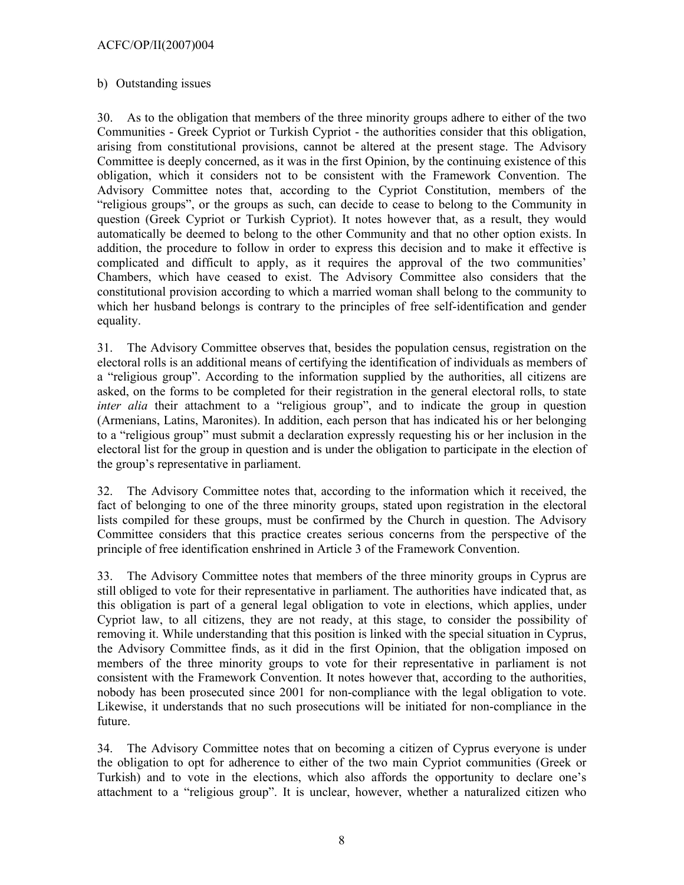b) Outstanding issues

30. As to the obligation that members of the three minority groups adhere to either of the two Communities - Greek Cypriot or Turkish Cypriot - the authorities consider that this obligation, arising from constitutional provisions, cannot be altered at the present stage. The Advisory Committee is deeply concerned, as it was in the first Opinion, by the continuing existence of this obligation, which it considers not to be consistent with the Framework Convention. The Advisory Committee notes that, according to the Cypriot Constitution, members of the "religious groups", or the groups as such, can decide to cease to belong to the Community in question (Greek Cypriot or Turkish Cypriot). It notes however that, as a result, they would automatically be deemed to belong to the other Community and that no other option exists. In addition, the procedure to follow in order to express this decision and to make it effective is complicated and difficult to apply, as it requires the approval of the two communities' Chambers, which have ceased to exist. The Advisory Committee also considers that the constitutional provision according to which a married woman shall belong to the community to which her husband belongs is contrary to the principles of free self-identification and gender equality.

31. The Advisory Committee observes that, besides the population census, registration on the electoral rolls is an additional means of certifying the identification of individuals as members of a "religious group". According to the information supplied by the authorities, all citizens are asked, on the forms to be completed for their registration in the general electoral rolls, to state *inter alia* their attachment to a "religious group", and to indicate the group in question (Armenians, Latins, Maronites). In addition, each person that has indicated his or her belonging to a "religious group" must submit a declaration expressly requesting his or her inclusion in the electoral list for the group in question and is under the obligation to participate in the election of the group's representative in parliament.

32. The Advisory Committee notes that, according to the information which it received, the fact of belonging to one of the three minority groups, stated upon registration in the electoral lists compiled for these groups, must be confirmed by the Church in question. The Advisory Committee considers that this practice creates serious concerns from the perspective of the principle of free identification enshrined in Article 3 of the Framework Convention.

33. The Advisory Committee notes that members of the three minority groups in Cyprus are still obliged to vote for their representative in parliament. The authorities have indicated that, as this obligation is part of a general legal obligation to vote in elections, which applies, under Cypriot law, to all citizens, they are not ready, at this stage, to consider the possibility of removing it. While understanding that this position is linked with the special situation in Cyprus, the Advisory Committee finds, as it did in the first Opinion, that the obligation imposed on members of the three minority groups to vote for their representative in parliament is not consistent with the Framework Convention. It notes however that, according to the authorities, nobody has been prosecuted since 2001 for non-compliance with the legal obligation to vote. Likewise, it understands that no such prosecutions will be initiated for non-compliance in the future.

34. The Advisory Committee notes that on becoming a citizen of Cyprus everyone is under the obligation to opt for adherence to either of the two main Cypriot communities (Greek or Turkish) and to vote in the elections, which also affords the opportunity to declare one's attachment to a "religious group". It is unclear, however, whether a naturalized citizen who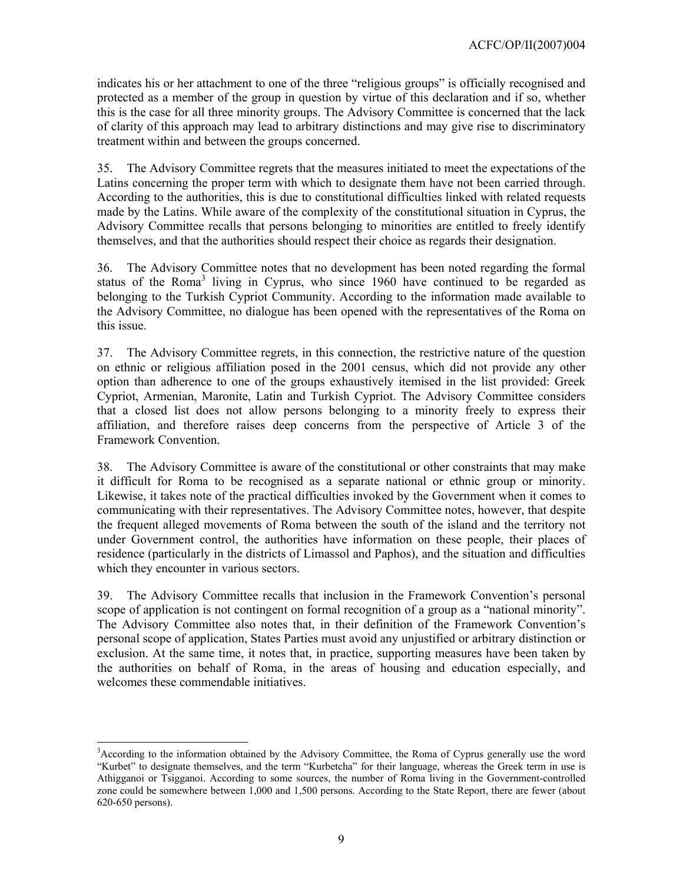indicates his or her attachment to one of the three "religious groups" is officially recognised and protected as a member of the group in question by virtue of this declaration and if so, whether this is the case for all three minority groups. The Advisory Committee is concerned that the lack of clarity of this approach may lead to arbitrary distinctions and may give rise to discriminatory treatment within and between the groups concerned.

35. The Advisory Committee regrets that the measures initiated to meet the expectations of the Latins concerning the proper term with which to designate them have not been carried through. According to the authorities, this is due to constitutional difficulties linked with related requests made by the Latins. While aware of the complexity of the constitutional situation in Cyprus, the Advisory Committee recalls that persons belonging to minorities are entitled to freely identify themselves, and that the authorities should respect their choice as regards their designation.

36. The Advisory Committee notes that no development has been noted regarding the formal status of the Roma[3] living in Cyprus, who since 1960 have continued to be regarded as belonging to the Turkish Cypriot Community. According to the information made available to the Advisory Committee, no dialogue has been opened with the representatives of the Roma on this issue.

37. The Advisory Committee regrets, in this connection, the restrictive nature of the question on ethnic or religious affiliation posed in the 2001 census, which did not provide any other option than adherence to one of the groups exhaustively itemised in the list provided: Greek Cypriot, Armenian, Maronite, Latin and Turkish Cypriot. The Advisory Committee considers that a closed list does not allow persons belonging to a minority freely to express their affiliation, and therefore raises deep concerns from the perspective of Article 3 of the Framework Convention.

38. The Advisory Committee is aware of the constitutional or other constraints that may make it difficult for Roma to be recognised as a separate national or ethnic group or minority. Likewise, it takes note of the practical difficulties invoked by the Government when it comes to communicating with their representatives. The Advisory Committee notes, however, that despite the frequent alleged movements of Roma between the south of the island and the territory not under Government control, the authorities have information on these people, their places of residence (particularly in the districts of Limassol and Paphos), and the situation and difficulties which they encounter in various sectors.

39. The Advisory Committee recalls that inclusion in the Framework Convention's personal scope of application is not contingent on formal recognition of a group as a "national minority". The Advisory Committee also notes that, in their definition of the Framework Convention's personal scope of application, States Parties must avoid any unjustified or arbitrary distinction or exclusion. At the same time, it notes that, in practice, supporting measures have been taken by the authorities on behalf of Roma, in the areas of housing and education especially, and welcomes these commendable initiatives.

[3] According to the information obtained by the Advisory Committee, the Roma of Cyprus generally use the word "Kurbet" to designate themselves, and the term "Kurbetcha" for their language, whereas the Greek term in use is Athigganoi or Tsigganoi. According to some sources, the number of Roma living in the Government-controlled zone could be somewhere between 1,000 and 1,500 persons. According to the State Report, there are fewer (about 620-650 persons).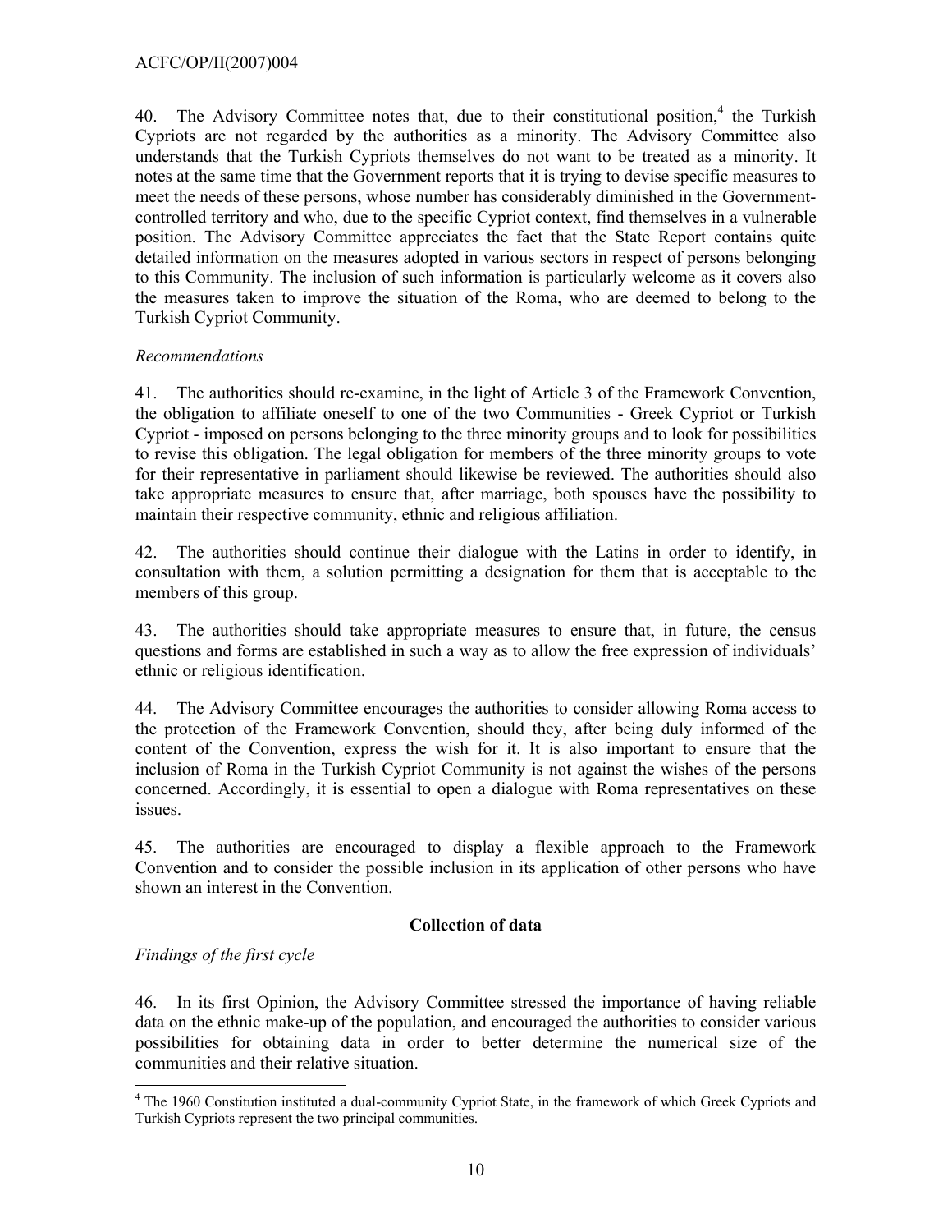40. The Advisory Committee notes that, due to their constitutional position,[4] the Turkish Cypriots are not regarded by the authorities as a minority. The Advisory Committee also understands that the Turkish Cypriots themselves do not want to be treated as a minority. It notes at the same time that the Government reports that it is trying to devise specific measures to meet the needs of these persons, whose number has considerably diminished in the Government-controlled territory and who, due to the specific Cypriot context, find themselves in a vulnerable position. The Advisory Committee appreciates the fact that the State Report contains quite detailed information on the measures adopted in various sectors in respect of persons belonging to this Community. The inclusion of such information is particularly welcome as it covers also the measures taken to improve the situation of the Roma, who are deemed to belong to the Turkish Cypriot Community.

*Recommendations*

41. The authorities should re-examine, in the light of Article 3 of the Framework Convention, the obligation to affiliate oneself to one of the two Communities - Greek Cypriot or Turkish Cypriot - imposed on persons belonging to the three minority groups and to look for possibilities to revise this obligation. The legal obligation for members of the three minority groups to vote for their representative in parliament should likewise be reviewed. The authorities should also take appropriate measures to ensure that, after marriage, both spouses have the possibility to maintain their respective community, ethnic and religious affiliation.

42. The authorities should continue their dialogue with the Latins in order to identify, in consultation with them, a solution permitting a designation for them that is acceptable to the members of this group.

43. The authorities should take appropriate measures to ensure that, in future, the census questions and forms are established in such a way as to allow the free expression of individuals' ethnic or religious identification.

44. The Advisory Committee encourages the authorities to consider allowing Roma access to the protection of the Framework Convention, should they, after being duly informed of the content of the Convention, express the wish for it. It is also important to ensure that the inclusion of Roma in the Turkish Cypriot Community is not against the wishes of the persons concerned. Accordingly, it is essential to open a dialogue with Roma representatives on these issues.

45. The authorities are encouraged to display a flexible approach to the Framework Convention and to consider the possible inclusion in its application of other persons who have shown an interest in the Convention.

**Collection of data**

*Findings of the first cycle*

46. In its first Opinion, the Advisory Committee stressed the importance of having reliable data on the ethnic make-up of the population, and encouraged the authorities to consider various possibilities for obtaining data in order to better determine the numerical size of the communities and their relative situation.

[4] The 1960 Constitution instituted a dual-community Cypriot State, in the framework of which Greek Cypriots and Turkish Cypriots represent the two principal communities.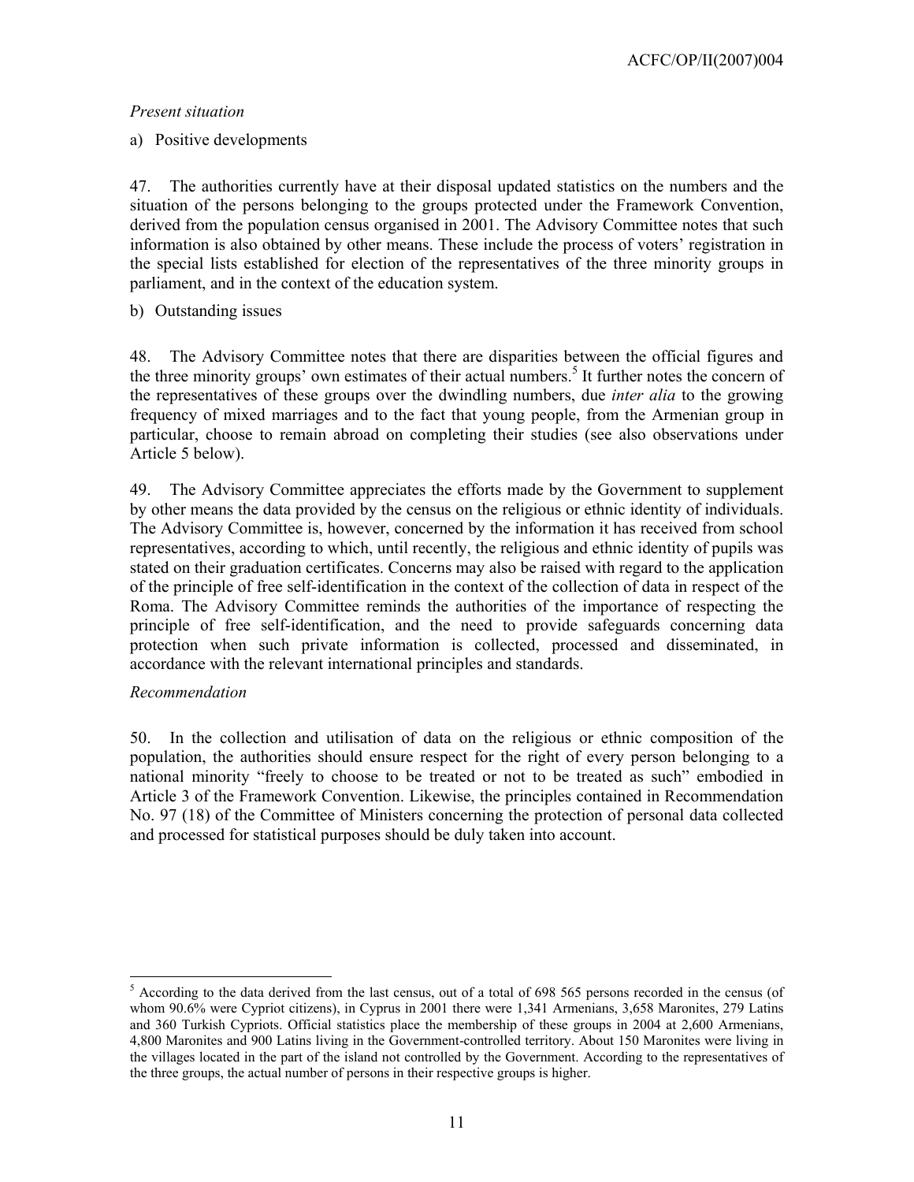*Present situation*

a) Positive developments

47. The authorities currently have at their disposal updated statistics on the numbers and the situation of the persons belonging to the groups protected under the Framework Convention, derived from the population census organised in 2001. The Advisory Committee notes that such information is also obtained by other means. These include the process of voters' registration in the special lists established for election of the representatives of the three minority groups in parliament, and in the context of the education system.

b) Outstanding issues

48. The Advisory Committee notes that there are disparities between the official figures and the three minority groups' own estimates of their actual numbers.[5] It further notes the concern of the representatives of these groups over the dwindling numbers, due *inter alia* to the growing frequency of mixed marriages and to the fact that young people, from the Armenian group in particular, choose to remain abroad on completing their studies (see also observations under Article 5 below).

49. The Advisory Committee appreciates the efforts made by the Government to supplement by other means the data provided by the census on the religious or ethnic identity of individuals. The Advisory Committee is, however, concerned by the information it has received from school representatives, according to which, until recently, the religious and ethnic identity of pupils was stated on their graduation certificates. Concerns may also be raised with regard to the application of the principle of free self-identification in the context of the collection of data in respect of the Roma. The Advisory Committee reminds the authorities of the importance of respecting the principle of free self-identification, and the need to provide safeguards concerning data protection when such private information is collected, processed and disseminated, in accordance with the relevant international principles and standards.

*Recommendation*

50. In the collection and utilisation of data on the religious or ethnic composition of the population, the authorities should ensure respect for the right of every person belonging to a national minority "freely to choose to be treated or not to be treated as such" embodied in Article 3 of the Framework Convention. Likewise, the principles contained in Recommendation No. 97 (18) of the Committee of Ministers concerning the protection of personal data collected and processed for statistical purposes should be duly taken into account.

---

[5] According to the data derived from the last census, out of a total of 698 565 persons recorded in the census (of whom 90.6% were Cypriot citizens), in Cyprus in 2001 there were 1,341 Armenians, 3,658 Maronites, 279 Latins and 360 Turkish Cypriots. Official statistics place the membership of these groups in 2004 at 2,600 Armenians, 4,800 Maronites and 900 Latins living in the Government-controlled territory. About 150 Maronites were living in the villages located in the part of the island not controlled by the Government. According to the representatives of the three groups, the actual number of persons in their respective groups is higher.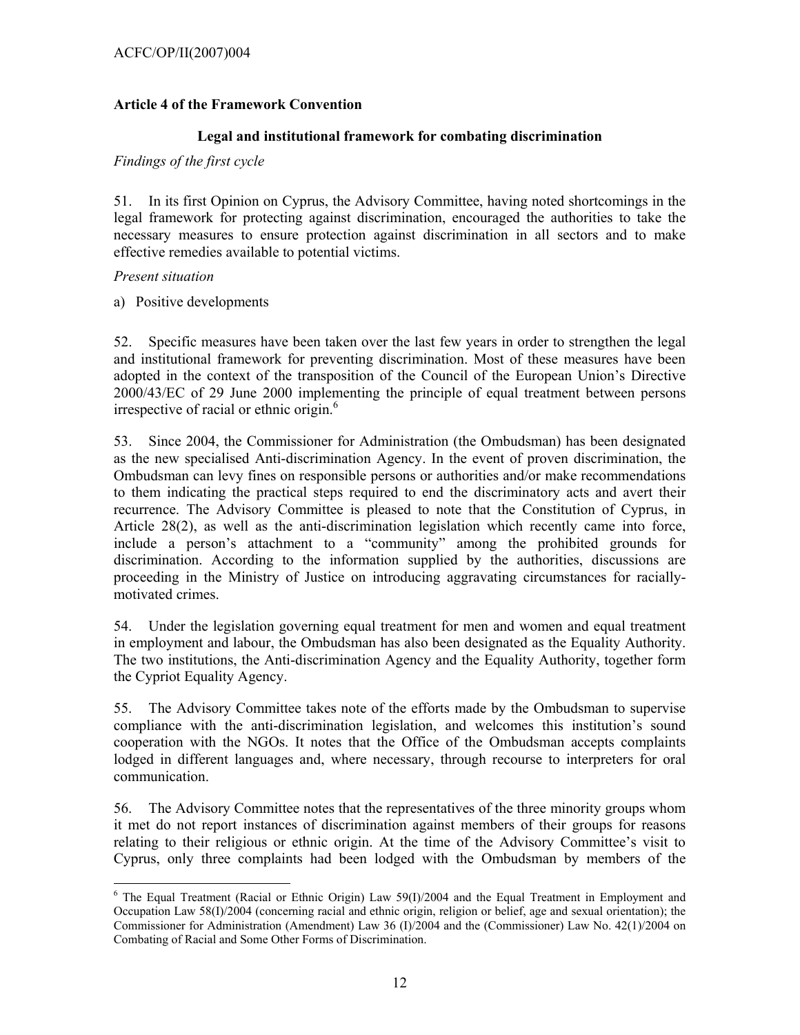## Article 4 of the Framework Convention

### Legal and institutional framework for combating discrimination

*Findings of the first cycle*

51. In its first Opinion on Cyprus, the Advisory Committee, having noted shortcomings in the legal framework for protecting against discrimination, encouraged the authorities to take the necessary measures to ensure protection against discrimination in all sectors and to make effective remedies available to potential victims.

*Present situation*

a) Positive developments

52. Specific measures have been taken over the last few years in order to strengthen the legal and institutional framework for preventing discrimination. Most of these measures have been adopted in the context of the transposition of the Council of the European Union's Directive 2000/43/EC of 29 June 2000 implementing the principle of equal treatment between persons irrespective of racial or ethnic origin.[6]

53. Since 2004, the Commissioner for Administration (the Ombudsman) has been designated as the new specialised Anti-discrimination Agency. In the event of proven discrimination, the Ombudsman can levy fines on responsible persons or authorities and/or make recommendations to them indicating the practical steps required to end the discriminatory acts and avert their recurrence. The Advisory Committee is pleased to note that the Constitution of Cyprus, in Article 28(2), as well as the anti-discrimination legislation which recently came into force, include a person's attachment to a "community" among the prohibited grounds for discrimination. According to the information supplied by the authorities, discussions are proceeding in the Ministry of Justice on introducing aggravating circumstances for racially-motivated crimes.

54. Under the legislation governing equal treatment for men and women and equal treatment in employment and labour, the Ombudsman has also been designated as the Equality Authority. The two institutions, the Anti-discrimination Agency and the Equality Authority, together form the Cypriot Equality Agency.

55. The Advisory Committee takes note of the efforts made by the Ombudsman to supervise compliance with the anti-discrimination legislation, and welcomes this institution's sound cooperation with the NGOs. It notes that the Office of the Ombudsman accepts complaints lodged in different languages and, where necessary, through recourse to interpreters for oral communication.

56. The Advisory Committee notes that the representatives of the three minority groups whom it met do not report instances of discrimination against members of their groups for reasons relating to their religious or ethnic origin. At the time of the Advisory Committee's visit to Cyprus, only three complaints had been lodged with the Ombudsman by members of the

---

[6] The Equal Treatment (Racial or Ethnic Origin) Law 59(I)/2004 and the Equal Treatment in Employment and Occupation Law 58(I)/2004 (concerning racial and ethnic origin, religion or belief, age and sexual orientation); the Commissioner for Administration (Amendment) Law 36 (I)/2004 and the (Commissioner) Law No. 42(1)/2004 on Combating of Racial and Some Other Forms of Discrimination.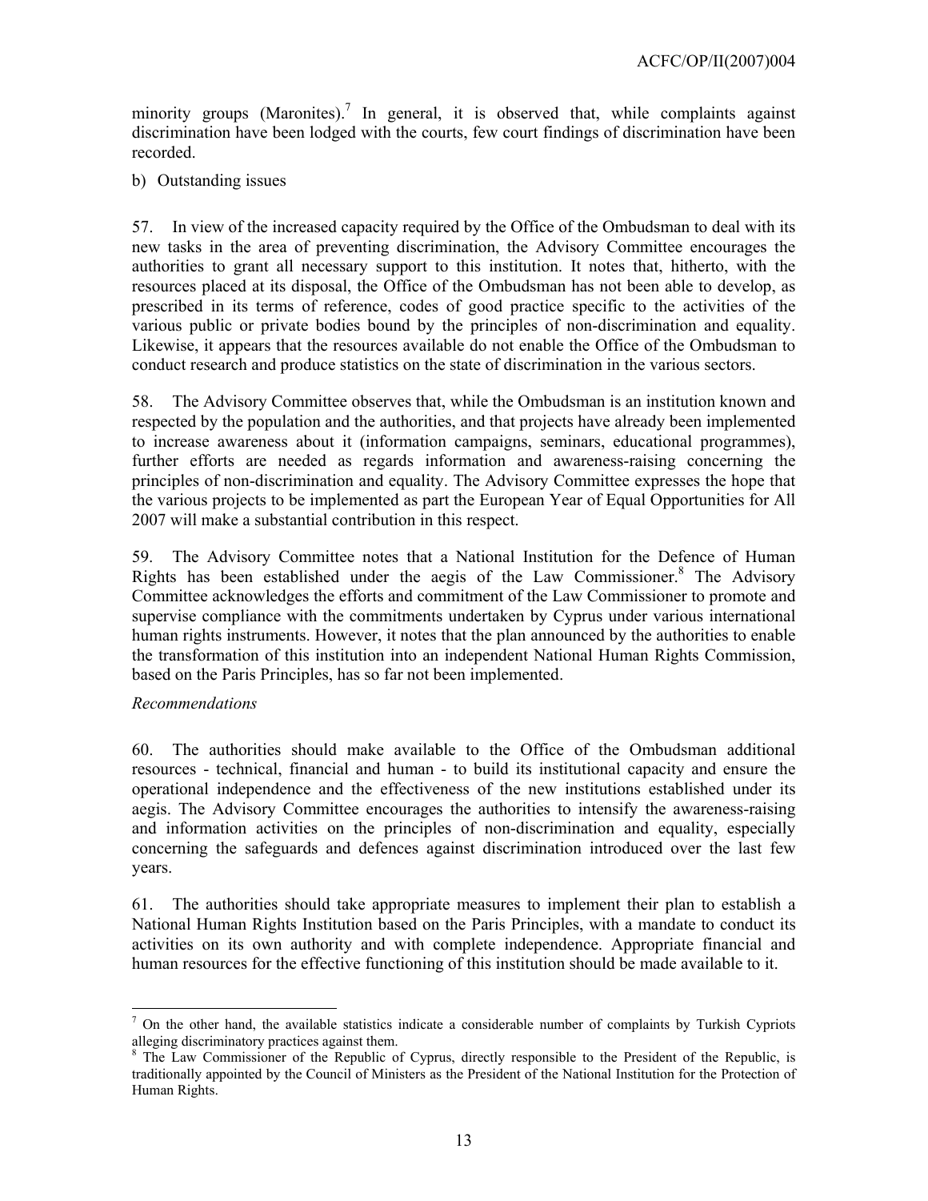minority groups (Maronites).[7] In general, it is observed that, while complaints against discrimination have been lodged with the courts, few court findings of discrimination have been recorded.

b) Outstanding issues

57. In view of the increased capacity required by the Office of the Ombudsman to deal with its new tasks in the area of preventing discrimination, the Advisory Committee encourages the authorities to grant all necessary support to this institution. It notes that, hitherto, with the resources placed at its disposal, the Office of the Ombudsman has not been able to develop, as prescribed in its terms of reference, codes of good practice specific to the activities of the various public or private bodies bound by the principles of non-discrimination and equality. Likewise, it appears that the resources available do not enable the Office of the Ombudsman to conduct research and produce statistics on the state of discrimination in the various sectors.

58. The Advisory Committee observes that, while the Ombudsman is an institution known and respected by the population and the authorities, and that projects have already been implemented to increase awareness about it (information campaigns, seminars, educational programmes), further efforts are needed as regards information and awareness-raising concerning the principles of non-discrimination and equality. The Advisory Committee expresses the hope that the various projects to be implemented as part the European Year of Equal Opportunities for All 2007 will make a substantial contribution in this respect.

59. The Advisory Committee notes that a National Institution for the Defence of Human Rights has been established under the aegis of the Law Commissioner.[8] The Advisory Committee acknowledges the efforts and commitment of the Law Commissioner to promote and supervise compliance with the commitments undertaken by Cyprus under various international human rights instruments. However, it notes that the plan announced by the authorities to enable the transformation of this institution into an independent National Human Rights Commission, based on the Paris Principles, has so far not been implemented.

*Recommendations*

60. The authorities should make available to the Office of the Ombudsman additional resources - technical, financial and human - to build its institutional capacity and ensure the operational independence and the effectiveness of the new institutions established under its aegis. The Advisory Committee encourages the authorities to intensify the awareness-raising and information activities on the principles of non-discrimination and equality, especially concerning the safeguards and defences against discrimination introduced over the last few years.

61. The authorities should take appropriate measures to implement their plan to establish a National Human Rights Institution based on the Paris Principles, with a mandate to conduct its activities on its own authority and with complete independence. Appropriate financial and human resources for the effective functioning of this institution should be made available to it.

---

[7] On the other hand, the available statistics indicate a considerable number of complaints by Turkish Cypriots alleging discriminatory practices against them.

[8] The Law Commissioner of the Republic of Cyprus, directly responsible to the President of the Republic, is traditionally appointed by the Council of Ministers as the President of the National Institution for the Protection of Human Rights.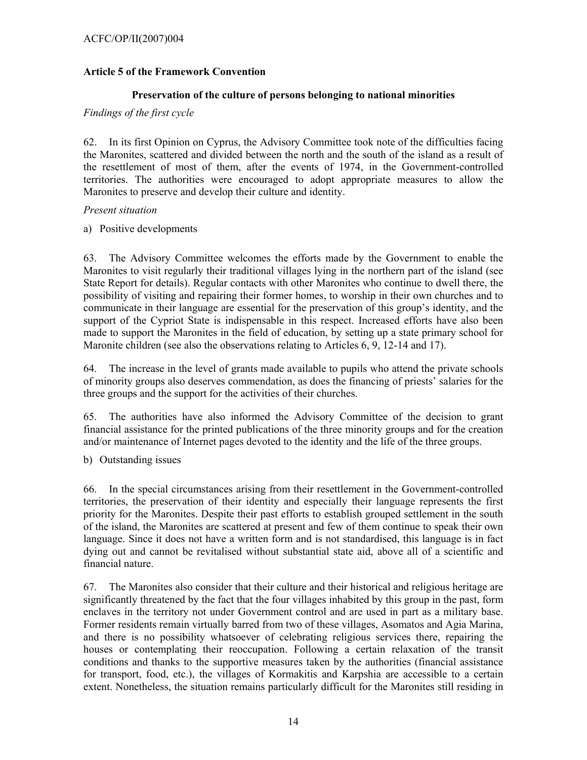### Article 5 of the Framework Convention

#### Preservation of the culture of persons belonging to national minorities

*Findings of the first cycle*

62. In its first Opinion on Cyprus, the Advisory Committee took note of the difficulties facing the Maronites, scattered and divided between the north and the south of the island as a result of the resettlement of most of them, after the events of 1974, in the Government-controlled territories. The authorities were encouraged to adopt appropriate measures to allow the Maronites to preserve and develop their culture and identity.

*Present situation*

a) Positive developments

63. The Advisory Committee welcomes the efforts made by the Government to enable the Maronites to visit regularly their traditional villages lying in the northern part of the island (see State Report for details). Regular contacts with other Maronites who continue to dwell there, the possibility of visiting and repairing their former homes, to worship in their own churches and to communicate in their language are essential for the preservation of this group's identity, and the support of the Cypriot State is indispensable in this respect. Increased efforts have also been made to support the Maronites in the field of education, by setting up a state primary school for Maronite children (see also the observations relating to Articles 6, 9, 12-14 and 17).

64. The increase in the level of grants made available to pupils who attend the private schools of minority groups also deserves commendation, as does the financing of priests' salaries for the three groups and the support for the activities of their churches.

65. The authorities have also informed the Advisory Committee of the decision to grant financial assistance for the printed publications of the three minority groups and for the creation and/or maintenance of Internet pages devoted to the identity and the life of the three groups.

b) Outstanding issues

66. In the special circumstances arising from their resettlement in the Government-controlled territories, the preservation of their identity and especially their language represents the first priority for the Maronites. Despite their past efforts to establish grouped settlement in the south of the island, the Maronites are scattered at present and few of them continue to speak their own language. Since it does not have a written form and is not standardised, this language is in fact dying out and cannot be revitalised without substantial state aid, above all of a scientific and financial nature.

67. The Maronites also consider that their culture and their historical and religious heritage are significantly threatened by the fact that the four villages inhabited by this group in the past, form enclaves in the territory not under Government control and are used in part as a military base. Former residents remain virtually barred from two of these villages, Asomatos and Agia Marina, and there is no possibility whatsoever of celebrating religious services there, repairing the houses or contemplating their reoccupation. Following a certain relaxation of the transit conditions and thanks to the supportive measures taken by the authorities (financial assistance for transport, food, etc.), the villages of Kormakitis and Karpshia are accessible to a certain extent. Nonetheless, the situation remains particularly difficult for the Maronites still residing in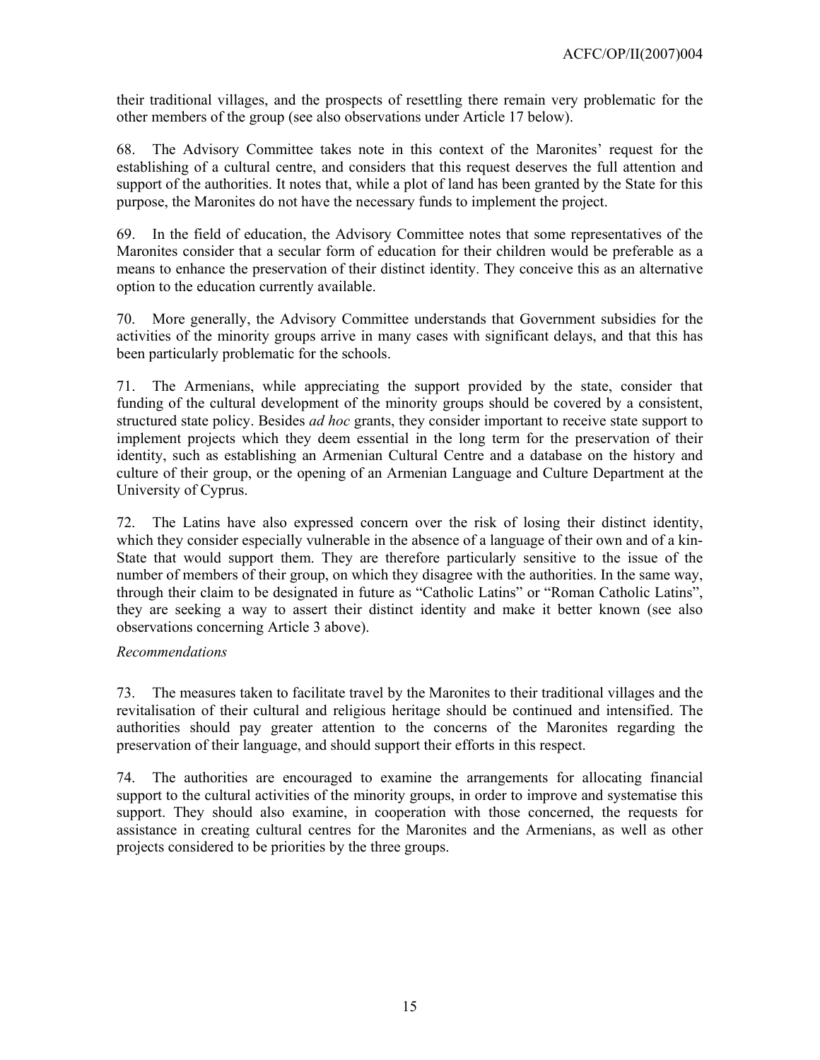their traditional villages, and the prospects of resettling there remain very problematic for the other members of the group (see also observations under Article 17 below).

68. The Advisory Committee takes note in this context of the Maronites' request for the establishing of a cultural centre, and considers that this request deserves the full attention and support of the authorities. It notes that, while a plot of land has been granted by the State for this purpose, the Maronites do not have the necessary funds to implement the project.

69. In the field of education, the Advisory Committee notes that some representatives of the Maronites consider that a secular form of education for their children would be preferable as a means to enhance the preservation of their distinct identity. They conceive this as an alternative option to the education currently available.

70. More generally, the Advisory Committee understands that Government subsidies for the activities of the minority groups arrive in many cases with significant delays, and that this has been particularly problematic for the schools.

71. The Armenians, while appreciating the support provided by the state, consider that funding of the cultural development of the minority groups should be covered by a consistent, structured state policy. Besides *ad hoc* grants, they consider important to receive state support to implement projects which they deem essential in the long term for the preservation of their identity, such as establishing an Armenian Cultural Centre and a database on the history and culture of their group, or the opening of an Armenian Language and Culture Department at the University of Cyprus.

72. The Latins have also expressed concern over the risk of losing their distinct identity, which they consider especially vulnerable in the absence of a language of their own and of a kin-State that would support them. They are therefore particularly sensitive to the issue of the number of members of their group, on which they disagree with the authorities. In the same way, through their claim to be designated in future as "Catholic Latins" or "Roman Catholic Latins", they are seeking a way to assert their distinct identity and make it better known (see also observations concerning Article 3 above).

*Recommendations*

73. The measures taken to facilitate travel by the Maronites to their traditional villages and the revitalisation of their cultural and religious heritage should be continued and intensified. The authorities should pay greater attention to the concerns of the Maronites regarding the preservation of their language, and should support their efforts in this respect.

74. The authorities are encouraged to examine the arrangements for allocating financial support to the cultural activities of the minority groups, in order to improve and systematise this support. They should also examine, in cooperation with those concerned, the requests for assistance in creating cultural centres for the Maronites and the Armenians, as well as other projects considered to be priorities by the three groups.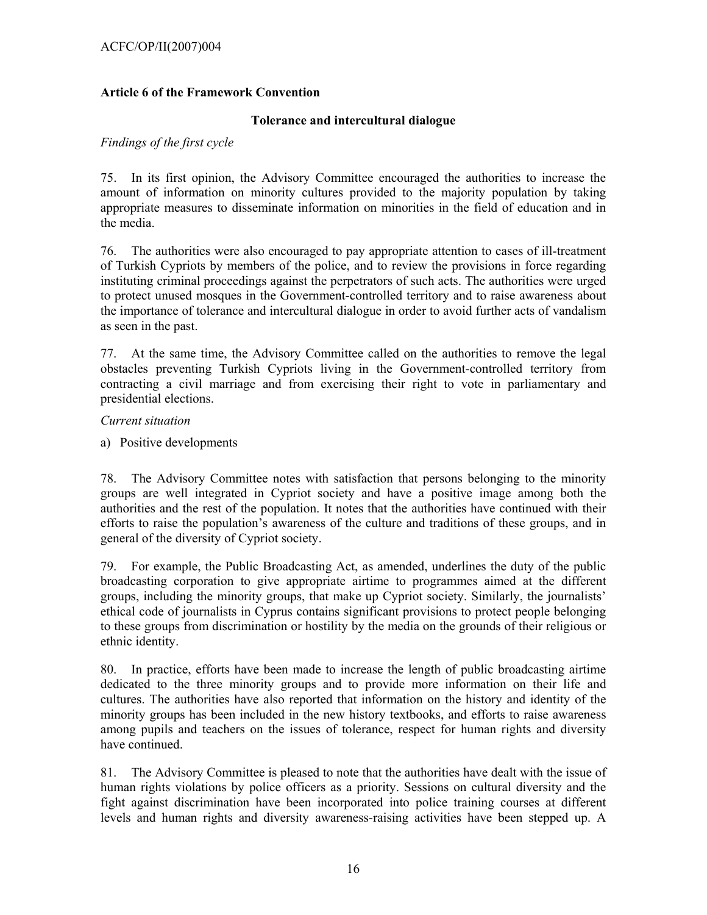**Article 6 of the Framework Convention**

**Tolerance and intercultural dialogue**

*Findings of the first cycle*

75. In its first opinion, the Advisory Committee encouraged the authorities to increase the amount of information on minority cultures provided to the majority population by taking appropriate measures to disseminate information on minorities in the field of education and in the media.

76. The authorities were also encouraged to pay appropriate attention to cases of ill-treatment of Turkish Cypriots by members of the police, and to review the provisions in force regarding instituting criminal proceedings against the perpetrators of such acts. The authorities were urged to protect unused mosques in the Government-controlled territory and to raise awareness about the importance of tolerance and intercultural dialogue in order to avoid further acts of vandalism as seen in the past.

77. At the same time, the Advisory Committee called on the authorities to remove the legal obstacles preventing Turkish Cypriots living in the Government-controlled territory from contracting a civil marriage and from exercising their right to vote in parliamentary and presidential elections.

*Current situation*

a) Positive developments

78. The Advisory Committee notes with satisfaction that persons belonging to the minority groups are well integrated in Cypriot society and have a positive image among both the authorities and the rest of the population. It notes that the authorities have continued with their efforts to raise the population's awareness of the culture and traditions of these groups, and in general of the diversity of Cypriot society.

79. For example, the Public Broadcasting Act, as amended, underlines the duty of the public broadcasting corporation to give appropriate airtime to programmes aimed at the different groups, including the minority groups, that make up Cypriot society. Similarly, the journalists' ethical code of journalists in Cyprus contains significant provisions to protect people belonging to these groups from discrimination or hostility by the media on the grounds of their religious or ethnic identity.

80. In practice, efforts have been made to increase the length of public broadcasting airtime dedicated to the three minority groups and to provide more information on their life and cultures. The authorities have also reported that information on the history and identity of the minority groups has been included in the new history textbooks, and efforts to raise awareness among pupils and teachers on the issues of tolerance, respect for human rights and diversity have continued.

81. The Advisory Committee is pleased to note that the authorities have dealt with the issue of human rights violations by police officers as a priority. Sessions on cultural diversity and the fight against discrimination have been incorporated into police training courses at different levels and human rights and diversity awareness-raising activities have been stepped up. A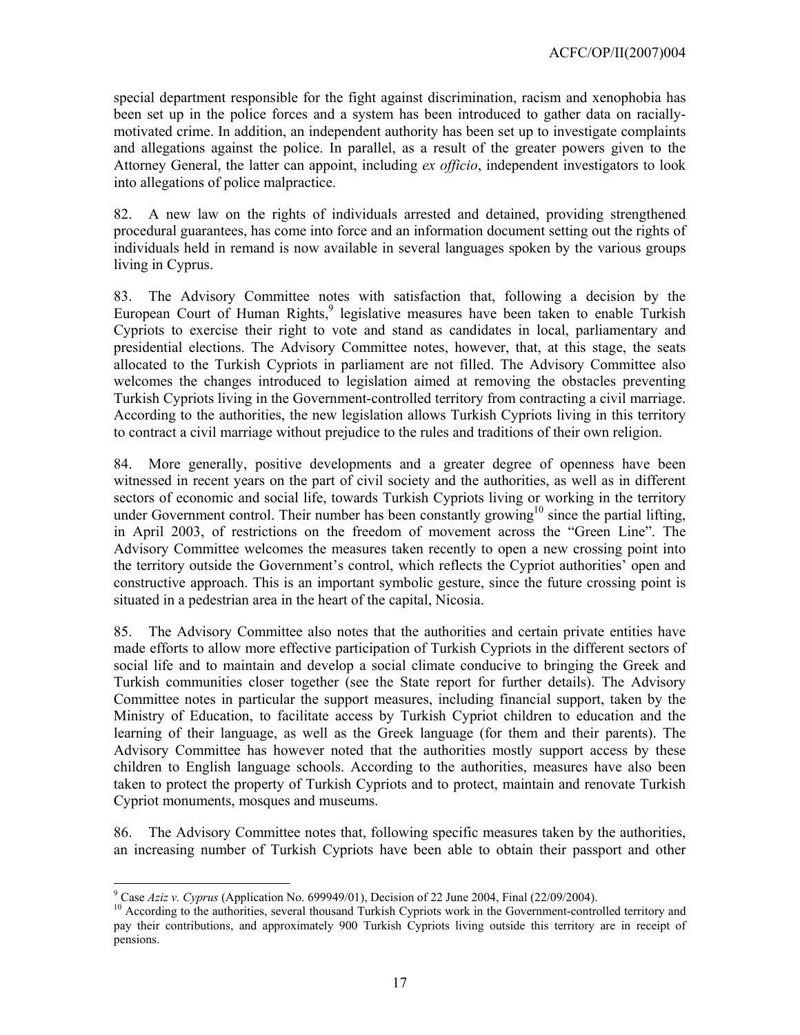special department responsible for the fight against discrimination, racism and xenophobia has been set up in the police forces and a system has been introduced to gather data on racially-motivated crime. In addition, an independent authority has been set up to investigate complaints and allegations against the police. In parallel, as a result of the greater powers given to the Attorney General, the latter can appoint, including *ex officio*, independent investigators to look into allegations of police malpractice.

82. A new law on the rights of individuals arrested and detained, providing strengthened procedural guarantees, has come into force and an information document setting out the rights of individuals held in remand is now available in several languages spoken by the various groups living in Cyprus.

83. The Advisory Committee notes with satisfaction that, following a decision by the European Court of Human Rights,[9] legislative measures have been taken to enable Turkish Cypriots to exercise their right to vote and stand as candidates in local, parliamentary and presidential elections. The Advisory Committee notes, however, that, at this stage, the seats allocated to the Turkish Cypriots in parliament are not filled. The Advisory Committee also welcomes the changes introduced to legislation aimed at removing the obstacles preventing Turkish Cypriots living in the Government-controlled territory from contracting a civil marriage. According to the authorities, the new legislation allows Turkish Cypriots living in this territory to contract a civil marriage without prejudice to the rules and traditions of their own religion.

84. More generally, positive developments and a greater degree of openness have been witnessed in recent years on the part of civil society and the authorities, as well as in different sectors of economic and social life, towards Turkish Cypriots living or working in the territory under Government control. Their number has been constantly growing[10] since the partial lifting, in April 2003, of restrictions on the freedom of movement across the "Green Line". The Advisory Committee welcomes the measures taken recently to open a new crossing point into the territory outside the Government's control, which reflects the Cypriot authorities' open and constructive approach. This is an important symbolic gesture, since the future crossing point is situated in a pedestrian area in the heart of the capital, Nicosia.

85. The Advisory Committee also notes that the authorities and certain private entities have made efforts to allow more effective participation of Turkish Cypriots in the different sectors of social life and to maintain and develop a social climate conducive to bringing the Greek and Turkish communities closer together (see the State report for further details). The Advisory Committee notes in particular the support measures, including financial support, taken by the Ministry of Education, to facilitate access by Turkish Cypriot children to education and the learning of their language, as well as the Greek language (for them and their parents). The Advisory Committee has however noted that the authorities mostly support access by these children to English language schools. According to the authorities, measures have also been taken to protect the property of Turkish Cypriots and to protect, maintain and renovate Turkish Cypriot monuments, mosques and museums.

86. The Advisory Committee notes that, following specific measures taken by the authorities, an increasing number of Turkish Cypriots have been able to obtain their passport and other

---

[9] Case *Aziz v. Cyprus* (Application No. 699949/01), Decision of 22 June 2004, Final (22/09/2004).

[10] According to the authorities, several thousand Turkish Cypriots work in the Government-controlled territory and pay their contributions, and approximately 900 Turkish Cypriots living outside this territory are in receipt of pensions.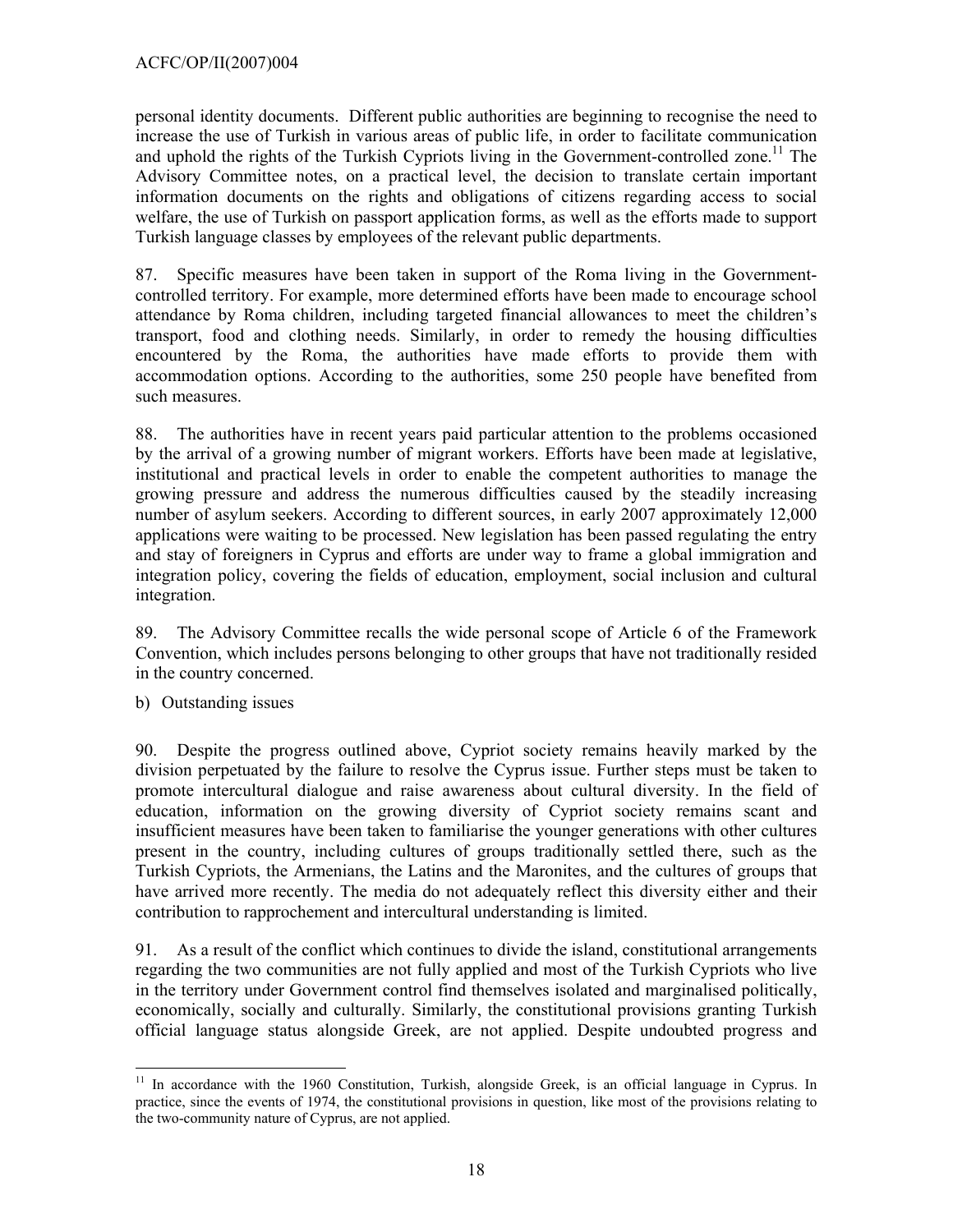personal identity documents. Different public authorities are beginning to recognise the need to increase the use of Turkish in various areas of public life, in order to facilitate communication and uphold the rights of the Turkish Cypriots living in the Government-controlled zone.[11] The Advisory Committee notes, on a practical level, the decision to translate certain important information documents on the rights and obligations of citizens regarding access to social welfare, the use of Turkish on passport application forms, as well as the efforts made to support Turkish language classes by employees of the relevant public departments.

87. Specific measures have been taken in support of the Roma living in the Government-controlled territory. For example, more determined efforts have been made to encourage school attendance by Roma children, including targeted financial allowances to meet the children's transport, food and clothing needs. Similarly, in order to remedy the housing difficulties encountered by the Roma, the authorities have made efforts to provide them with accommodation options. According to the authorities, some 250 people have benefited from such measures.

88. The authorities have in recent years paid particular attention to the problems occasioned by the arrival of a growing number of migrant workers. Efforts have been made at legislative, institutional and practical levels in order to enable the competent authorities to manage the growing pressure and address the numerous difficulties caused by the steadily increasing number of asylum seekers. According to different sources, in early 2007 approximately 12,000 applications were waiting to be processed. New legislation has been passed regulating the entry and stay of foreigners in Cyprus and efforts are under way to frame a global immigration and integration policy, covering the fields of education, employment, social inclusion and cultural integration.

89. The Advisory Committee recalls the wide personal scope of Article 6 of the Framework Convention, which includes persons belonging to other groups that have not traditionally resided in the country concerned.

b) Outstanding issues

90. Despite the progress outlined above, Cypriot society remains heavily marked by the division perpetuated by the failure to resolve the Cyprus issue. Further steps must be taken to promote intercultural dialogue and raise awareness about cultural diversity. In the field of education, information on the growing diversity of Cypriot society remains scant and insufficient measures have been taken to familiarise the younger generations with other cultures present in the country, including cultures of groups traditionally settled there, such as the Turkish Cypriots, the Armenians, the Latins and the Maronites, and the cultures of groups that have arrived more recently. The media do not adequately reflect this diversity either and their contribution to rapprochement and intercultural understanding is limited.

91. As a result of the conflict which continues to divide the island, constitutional arrangements regarding the two communities are not fully applied and most of the Turkish Cypriots who live in the territory under Government control find themselves isolated and marginalised politically, economically, socially and culturally. Similarly, the constitutional provisions granting Turkish official language status alongside Greek, are not applied. Despite undoubted progress and

---

[11] In accordance with the 1960 Constitution, Turkish, alongside Greek, is an official language in Cyprus. In practice, since the events of 1974, the constitutional provisions in question, like most of the provisions relating to the two-community nature of Cyprus, are not applied.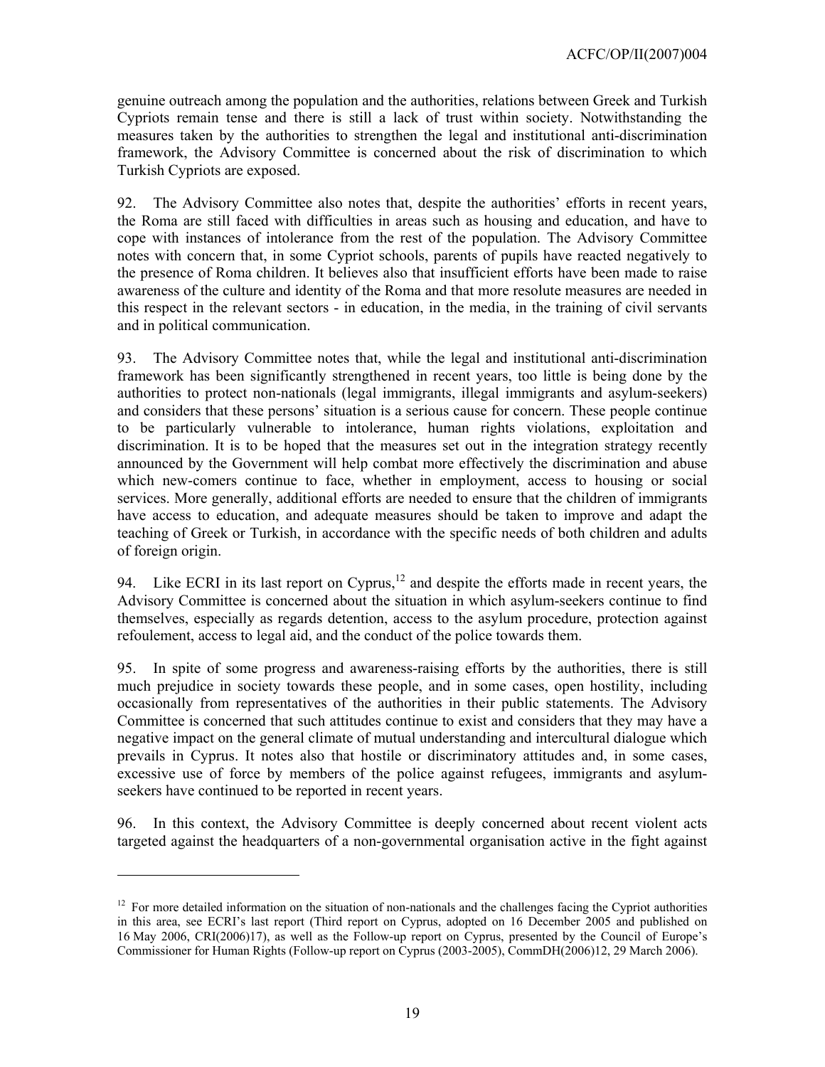genuine outreach among the population and the authorities, relations between Greek and Turkish Cypriots remain tense and there is still a lack of trust within society. Notwithstanding the measures taken by the authorities to strengthen the legal and institutional anti-discrimination framework, the Advisory Committee is concerned about the risk of discrimination to which Turkish Cypriots are exposed.

92. The Advisory Committee also notes that, despite the authorities' efforts in recent years, the Roma are still faced with difficulties in areas such as housing and education, and have to cope with instances of intolerance from the rest of the population. The Advisory Committee notes with concern that, in some Cypriot schools, parents of pupils have reacted negatively to the presence of Roma children. It believes also that insufficient efforts have been made to raise awareness of the culture and identity of the Roma and that more resolute measures are needed in this respect in the relevant sectors - in education, in the media, in the training of civil servants and in political communication.

93. The Advisory Committee notes that, while the legal and institutional anti-discrimination framework has been significantly strengthened in recent years, too little is being done by the authorities to protect non-nationals (legal immigrants, illegal immigrants and asylum-seekers) and considers that these persons' situation is a serious cause for concern. These people continue to be particularly vulnerable to intolerance, human rights violations, exploitation and discrimination. It is to be hoped that the measures set out in the integration strategy recently announced by the Government will help combat more effectively the discrimination and abuse which new-comers continue to face, whether in employment, access to housing or social services. More generally, additional efforts are needed to ensure that the children of immigrants have access to education, and adequate measures should be taken to improve and adapt the teaching of Greek or Turkish, in accordance with the specific needs of both children and adults of foreign origin.

94. Like ECRI in its last report on Cyprus,[12] and despite the efforts made in recent years, the Advisory Committee is concerned about the situation in which asylum-seekers continue to find themselves, especially as regards detention, access to the asylum procedure, protection against refoulement, access to legal aid, and the conduct of the police towards them.

95. In spite of some progress and awareness-raising efforts by the authorities, there is still much prejudice in society towards these people, and in some cases, open hostility, including occasionally from representatives of the authorities in their public statements. The Advisory Committee is concerned that such attitudes continue to exist and considers that they may have a negative impact on the general climate of mutual understanding and intercultural dialogue which prevails in Cyprus. It notes also that hostile or discriminatory attitudes and, in some cases, excessive use of force by members of the police against refugees, immigrants and asylum-seekers have continued to be reported in recent years.

96. In this context, the Advisory Committee is deeply concerned about recent violent acts targeted against the headquarters of a non-governmental organisation active in the fight against

---

[12] For more detailed information on the situation of non-nationals and the challenges facing the Cypriot authorities in this area, see ECRI's last report (Third report on Cyprus, adopted on 16 December 2005 and published on 16 May 2006, CRI(2006)17), as well as the Follow-up report on Cyprus, presented by the Council of Europe's Commissioner for Human Rights (Follow-up report on Cyprus (2003-2005), CommDH(2006)12, 29 March 2006).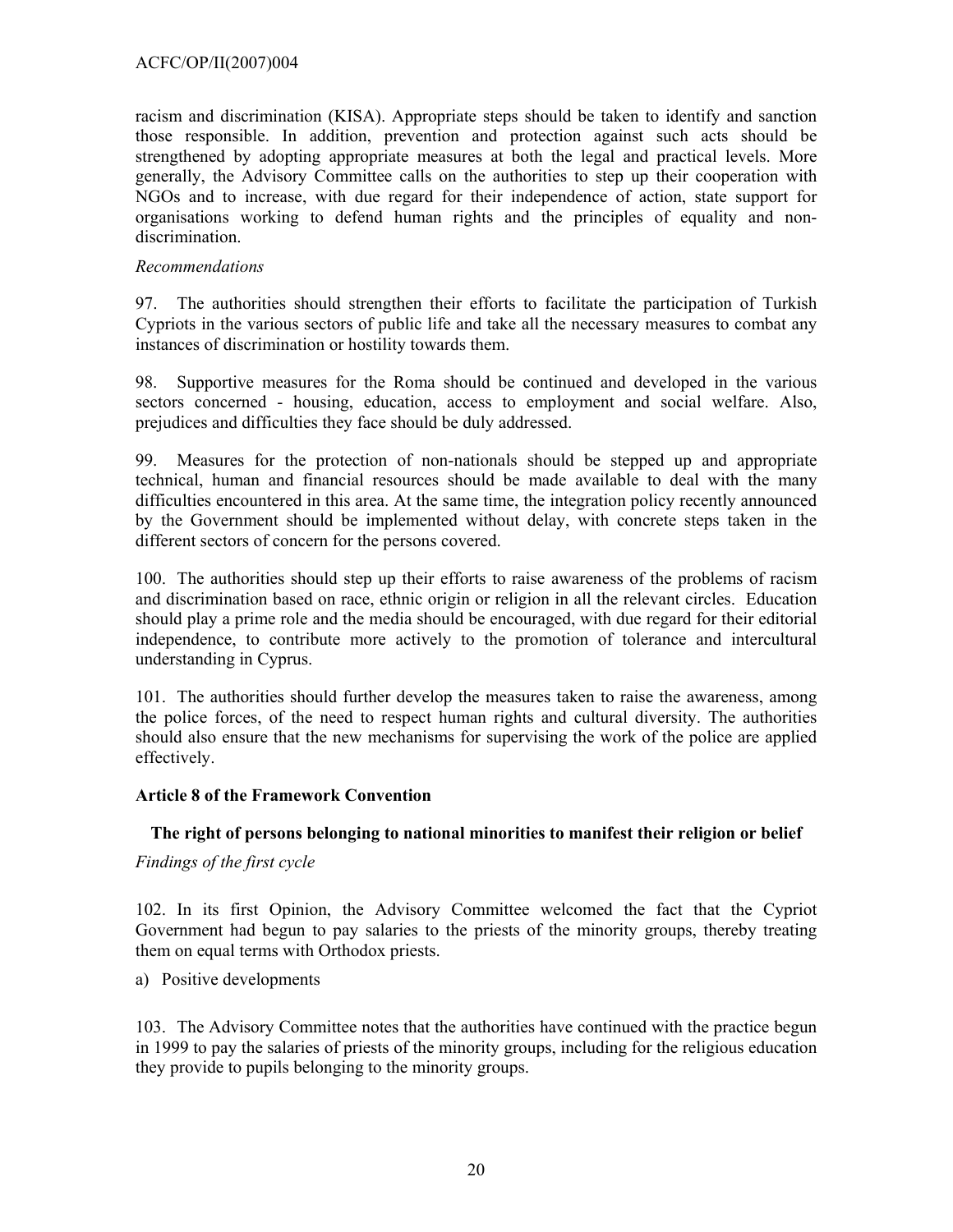racism and discrimination (KISA). Appropriate steps should be taken to identify and sanction those responsible. In addition, prevention and protection against such acts should be strengthened by adopting appropriate measures at both the legal and practical levels. More generally, the Advisory Committee calls on the authorities to step up their cooperation with NGOs and to increase, with due regard for their independence of action, state support for organisations working to defend human rights and the principles of equality and non-discrimination.

*Recommendations*

97. The authorities should strengthen their efforts to facilitate the participation of Turkish Cypriots in the various sectors of public life and take all the necessary measures to combat any instances of discrimination or hostility towards them.

98. Supportive measures for the Roma should be continued and developed in the various sectors concerned - housing, education, access to employment and social welfare. Also, prejudices and difficulties they face should be duly addressed.

99. Measures for the protection of non-nationals should be stepped up and appropriate technical, human and financial resources should be made available to deal with the many difficulties encountered in this area. At the same time, the integration policy recently announced by the Government should be implemented without delay, with concrete steps taken in the different sectors of concern for the persons covered.

100. The authorities should step up their efforts to raise awareness of the problems of racism and discrimination based on race, ethnic origin or religion in all the relevant circles. Education should play a prime role and the media should be encouraged, with due regard for their editorial independence, to contribute more actively to the promotion of tolerance and intercultural understanding in Cyprus.

101. The authorities should further develop the measures taken to raise the awareness, among the police forces, of the need to respect human rights and cultural diversity. The authorities should also ensure that the new mechanisms for supervising the work of the police are applied effectively.

### Article 8 of the Framework Convention

#### The right of persons belonging to national minorities to manifest their religion or belief

*Findings of the first cycle*

102. In its first Opinion, the Advisory Committee welcomed the fact that the Cypriot Government had begun to pay salaries to the priests of the minority groups, thereby treating them on equal terms with Orthodox priests.

a) Positive developments

103. The Advisory Committee notes that the authorities have continued with the practice begun in 1999 to pay the salaries of priests of the minority groups, including for the religious education they provide to pupils belonging to the minority groups.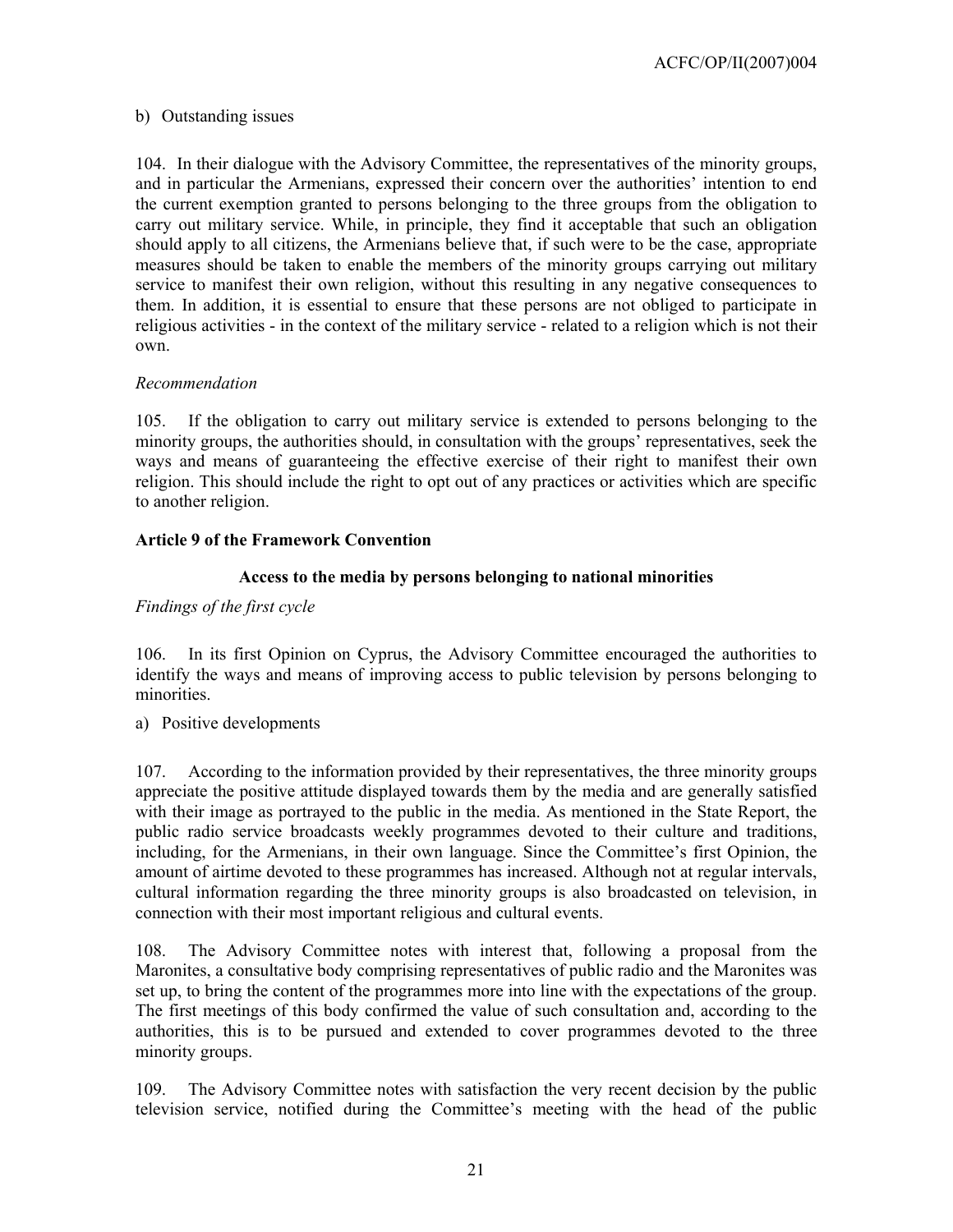b) Outstanding issues

104. In their dialogue with the Advisory Committee, the representatives of the minority groups, and in particular the Armenians, expressed their concern over the authorities' intention to end the current exemption granted to persons belonging to the three groups from the obligation to carry out military service. While, in principle, they find it acceptable that such an obligation should apply to all citizens, the Armenians believe that, if such were to be the case, appropriate measures should be taken to enable the members of the minority groups carrying out military service to manifest their own religion, without this resulting in any negative consequences to them. In addition, it is essential to ensure that these persons are not obliged to participate in religious activities - in the context of the military service - related to a religion which is not their own.

*Recommendation*

105. If the obligation to carry out military service is extended to persons belonging to the minority groups, the authorities should, in consultation with the groups' representatives, seek the ways and means of guaranteeing the effective exercise of their right to manifest their own religion. This should include the right to opt out of any practices or activities which are specific to another religion.

**Article 9 of the Framework Convention**

**Access to the media by persons belonging to national minorities**

*Findings of the first cycle*

106. In its first Opinion on Cyprus, the Advisory Committee encouraged the authorities to identify the ways and means of improving access to public television by persons belonging to minorities.

a) Positive developments

107. According to the information provided by their representatives, the three minority groups appreciate the positive attitude displayed towards them by the media and are generally satisfied with their image as portrayed to the public in the media. As mentioned in the State Report, the public radio service broadcasts weekly programmes devoted to their culture and traditions, including, for the Armenians, in their own language. Since the Committee's first Opinion, the amount of airtime devoted to these programmes has increased. Although not at regular intervals, cultural information regarding the three minority groups is also broadcasted on television, in connection with their most important religious and cultural events.

108. The Advisory Committee notes with interest that, following a proposal from the Maronites, a consultative body comprising representatives of public radio and the Maronites was set up, to bring the content of the programmes more into line with the expectations of the group. The first meetings of this body confirmed the value of such consultation and, according to the authorities, this is to be pursued and extended to cover programmes devoted to the three minority groups.

109. The Advisory Committee notes with satisfaction the very recent decision by the public television service, notified during the Committee's meeting with the head of the public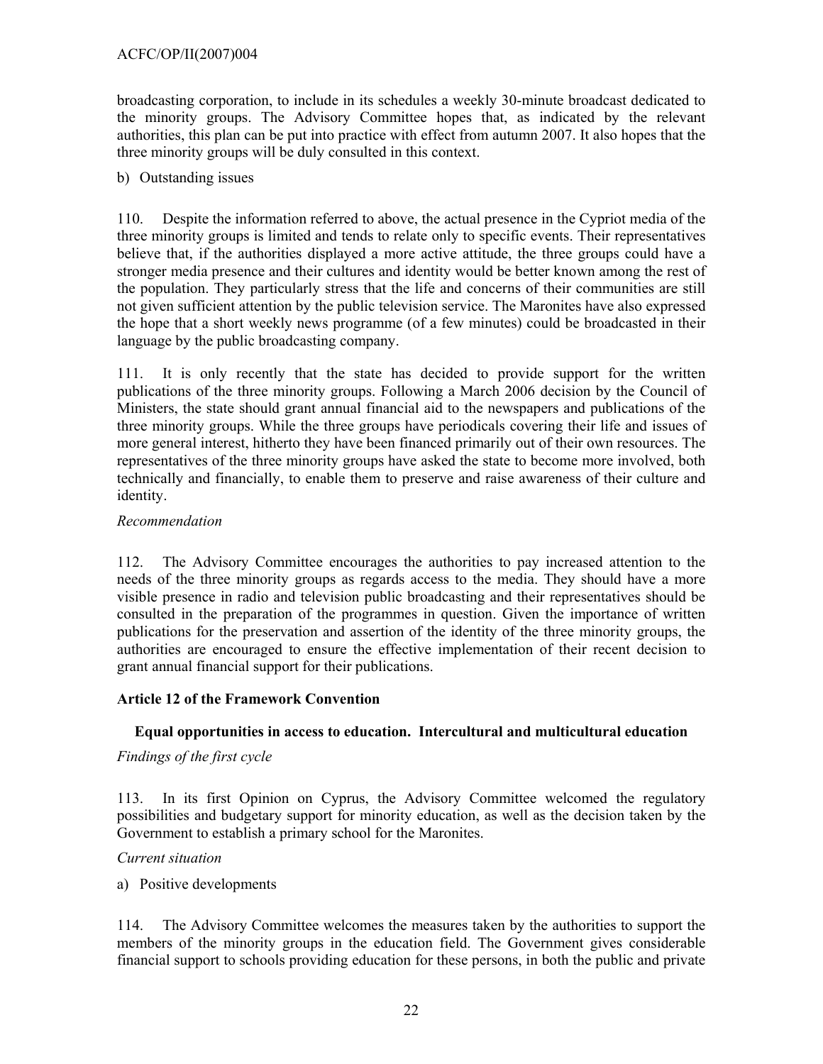broadcasting corporation, to include in its schedules a weekly 30-minute broadcast dedicated to the minority groups. The Advisory Committee hopes that, as indicated by the relevant authorities, this plan can be put into practice with effect from autumn 2007. It also hopes that the three minority groups will be duly consulted in this context.

b) Outstanding issues

110. Despite the information referred to above, the actual presence in the Cypriot media of the three minority groups is limited and tends to relate only to specific events. Their representatives believe that, if the authorities displayed a more active attitude, the three groups could have a stronger media presence and their cultures and identity would be better known among the rest of the population. They particularly stress that the life and concerns of their communities are still not given sufficient attention by the public television service. The Maronites have also expressed the hope that a short weekly news programme (of a few minutes) could be broadcasted in their language by the public broadcasting company.

111. It is only recently that the state has decided to provide support for the written publications of the three minority groups. Following a March 2006 decision by the Council of Ministers, the state should grant annual financial aid to the newspapers and publications of the three minority groups. While the three groups have periodicals covering their life and issues of more general interest, hitherto they have been financed primarily out of their own resources. The representatives of the three minority groups have asked the state to become more involved, both technically and financially, to enable them to preserve and raise awareness of their culture and identity.

*Recommendation*

112. The Advisory Committee encourages the authorities to pay increased attention to the needs of the three minority groups as regards access to the media. They should have a more visible presence in radio and television public broadcasting and their representatives should be consulted in the preparation of the programmes in question. Given the importance of written publications for the preservation and assertion of the identity of the three minority groups, the authorities are encouraged to ensure the effective implementation of their recent decision to grant annual financial support for their publications.

## Article 12 of the Framework Convention

### Equal opportunities in access to education. Intercultural and multicultural education

*Findings of the first cycle*

113. In its first Opinion on Cyprus, the Advisory Committee welcomed the regulatory possibilities and budgetary support for minority education, as well as the decision taken by the Government to establish a primary school for the Maronites.

*Current situation*

a) Positive developments

114. The Advisory Committee welcomes the measures taken by the authorities to support the members of the minority groups in the education field. The Government gives considerable financial support to schools providing education for these persons, in both the public and private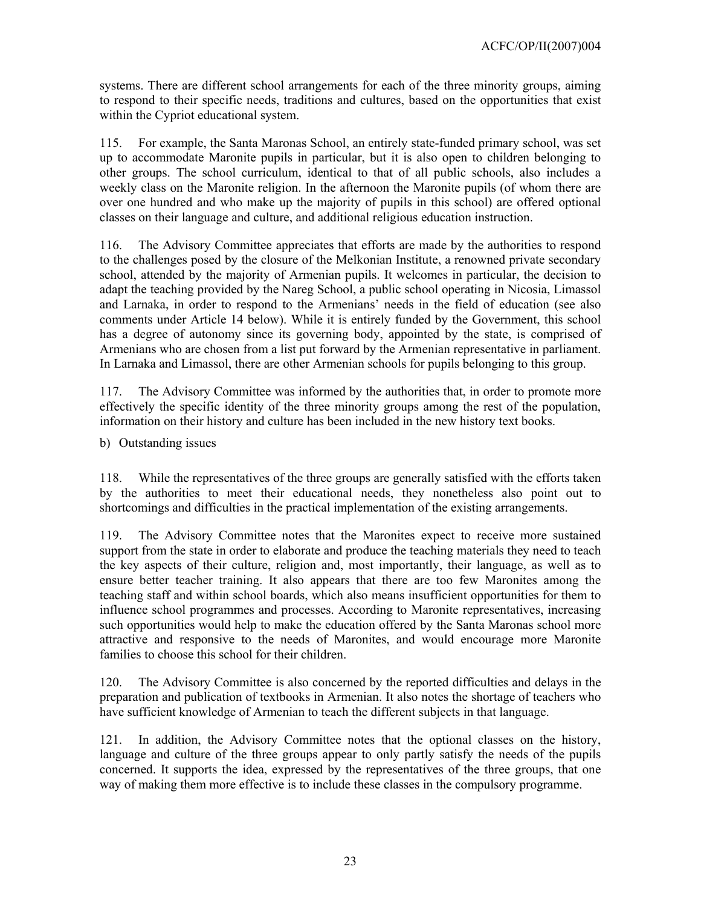systems. There are different school arrangements for each of the three minority groups, aiming to respond to their specific needs, traditions and cultures, based on the opportunities that exist within the Cypriot educational system.

115. For example, the Santa Maronas School, an entirely state-funded primary school, was set up to accommodate Maronite pupils in particular, but it is also open to children belonging to other groups. The school curriculum, identical to that of all public schools, also includes a weekly class on the Maronite religion. In the afternoon the Maronite pupils (of whom there are over one hundred and who make up the majority of pupils in this school) are offered optional classes on their language and culture, and additional religious education instruction.

116. The Advisory Committee appreciates that efforts are made by the authorities to respond to the challenges posed by the closure of the Melkonian Institute, a renowned private secondary school, attended by the majority of Armenian pupils. It welcomes in particular, the decision to adapt the teaching provided by the Nareg School, a public school operating in Nicosia, Limassol and Larnaka, in order to respond to the Armenians' needs in the field of education (see also comments under Article 14 below). While it is entirely funded by the Government, this school has a degree of autonomy since its governing body, appointed by the state, is comprised of Armenians who are chosen from a list put forward by the Armenian representative in parliament. In Larnaka and Limassol, there are other Armenian schools for pupils belonging to this group.

117. The Advisory Committee was informed by the authorities that, in order to promote more effectively the specific identity of the three minority groups among the rest of the population, information on their history and culture has been included in the new history text books.

b) Outstanding issues

118. While the representatives of the three groups are generally satisfied with the efforts taken by the authorities to meet their educational needs, they nonetheless also point out to shortcomings and difficulties in the practical implementation of the existing arrangements.

119. The Advisory Committee notes that the Maronites expect to receive more sustained support from the state in order to elaborate and produce the teaching materials they need to teach the key aspects of their culture, religion and, most importantly, their language, as well as to ensure better teacher training. It also appears that there are too few Maronites among the teaching staff and within school boards, which also means insufficient opportunities for them to influence school programmes and processes. According to Maronite representatives, increasing such opportunities would help to make the education offered by the Santa Maronas school more attractive and responsive to the needs of Maronites, and would encourage more Maronite families to choose this school for their children.

120. The Advisory Committee is also concerned by the reported difficulties and delays in the preparation and publication of textbooks in Armenian. It also notes the shortage of teachers who have sufficient knowledge of Armenian to teach the different subjects in that language.

121. In addition, the Advisory Committee notes that the optional classes on the history, language and culture of the three groups appear to only partly satisfy the needs of the pupils concerned. It supports the idea, expressed by the representatives of the three groups, that one way of making them more effective is to include these classes in the compulsory programme.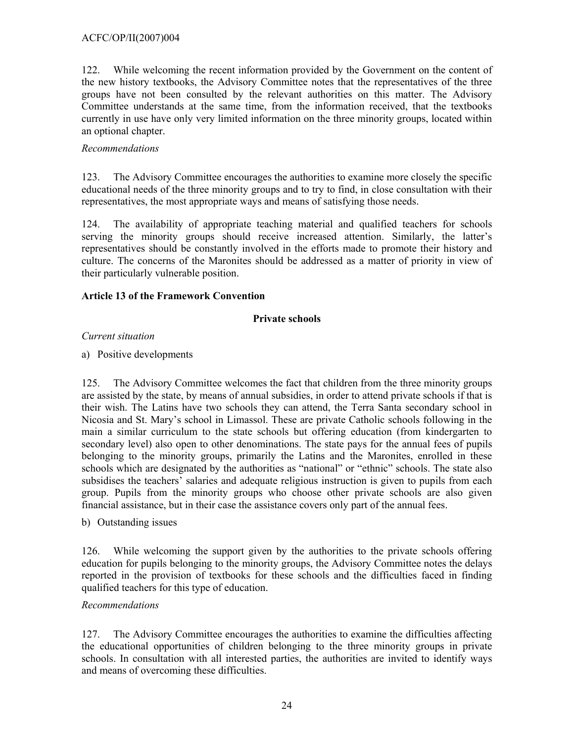122. While welcoming the recent information provided by the Government on the content of the new history textbooks, the Advisory Committee notes that the representatives of the three groups have not been consulted by the relevant authorities on this matter. The Advisory Committee understands at the same time, from the information received, that the textbooks currently in use have only very limited information on the three minority groups, located within an optional chapter.

*Recommendations*

123. The Advisory Committee encourages the authorities to examine more closely the specific educational needs of the three minority groups and to try to find, in close consultation with their representatives, the most appropriate ways and means of satisfying those needs.

124. The availability of appropriate teaching material and qualified teachers for schools serving the minority groups should receive increased attention. Similarly, the latter's representatives should be constantly involved in the efforts made to promote their history and culture. The concerns of the Maronites should be addressed as a matter of priority in view of their particularly vulnerable position.

**Article 13 of the Framework Convention**

**Private schools**

*Current situation*

a) Positive developments

125. The Advisory Committee welcomes the fact that children from the three minority groups are assisted by the state, by means of annual subsidies, in order to attend private schools if that is their wish. The Latins have two schools they can attend, the Terra Santa secondary school in Nicosia and St. Mary's school in Limassol. These are private Catholic schools following in the main a similar curriculum to the state schools but offering education (from kindergarten to secondary level) also open to other denominations. The state pays for the annual fees of pupils belonging to the minority groups, primarily the Latins and the Maronites, enrolled in these schools which are designated by the authorities as "national" or "ethnic" schools. The state also subsidises the teachers' salaries and adequate religious instruction is given to pupils from each group. Pupils from the minority groups who choose other private schools are also given financial assistance, but in their case the assistance covers only part of the annual fees.

b) Outstanding issues

126. While welcoming the support given by the authorities to the private schools offering education for pupils belonging to the minority groups, the Advisory Committee notes the delays reported in the provision of textbooks for these schools and the difficulties faced in finding qualified teachers for this type of education.

*Recommendations*

127. The Advisory Committee encourages the authorities to examine the difficulties affecting the educational opportunities of children belonging to the three minority groups in private schools. In consultation with all interested parties, the authorities are invited to identify ways and means of overcoming these difficulties.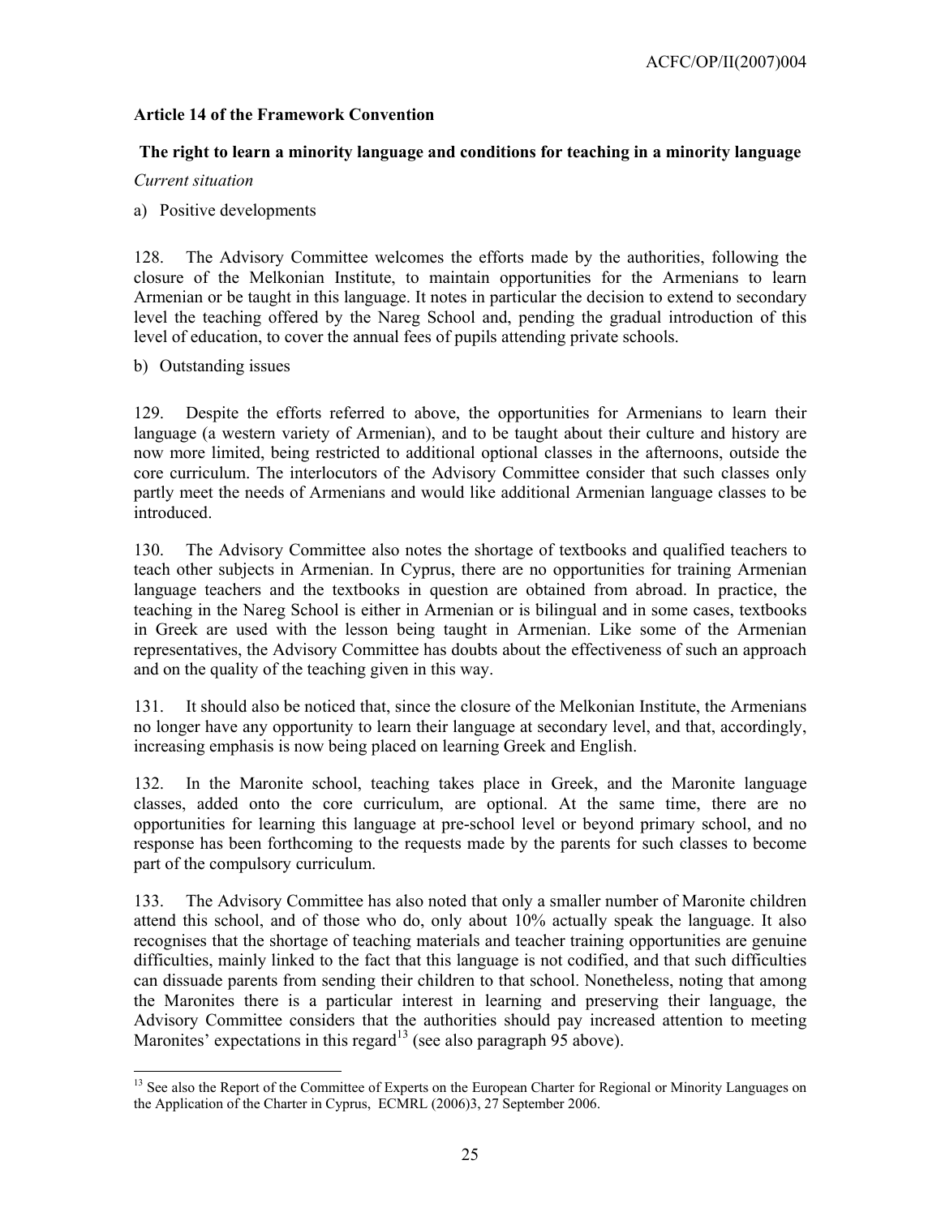**Article 14 of the Framework Convention**

**The right to learn a minority language and conditions for teaching in a minority language**

*Current situation*

a) Positive developments

128. The Advisory Committee welcomes the efforts made by the authorities, following the closure of the Melkonian Institute, to maintain opportunities for the Armenians to learn Armenian or be taught in this language. It notes in particular the decision to extend to secondary level the teaching offered by the Nareg School and, pending the gradual introduction of this level of education, to cover the annual fees of pupils attending private schools.

b) Outstanding issues

129. Despite the efforts referred to above, the opportunities for Armenians to learn their language (a western variety of Armenian), and to be taught about their culture and history are now more limited, being restricted to additional optional classes in the afternoons, outside the core curriculum. The interlocutors of the Advisory Committee consider that such classes only partly meet the needs of Armenians and would like additional Armenian language classes to be introduced.

130. The Advisory Committee also notes the shortage of textbooks and qualified teachers to teach other subjects in Armenian. In Cyprus, there are no opportunities for training Armenian language teachers and the textbooks in question are obtained from abroad. In practice, the teaching in the Nareg School is either in Armenian or is bilingual and in some cases, textbooks in Greek are used with the lesson being taught in Armenian. Like some of the Armenian representatives, the Advisory Committee has doubts about the effectiveness of such an approach and on the quality of the teaching given in this way.

131. It should also be noticed that, since the closure of the Melkonian Institute, the Armenians no longer have any opportunity to learn their language at secondary level, and that, accordingly, increasing emphasis is now being placed on learning Greek and English.

132. In the Maronite school, teaching takes place in Greek, and the Maronite language classes, added onto the core curriculum, are optional. At the same time, there are no opportunities for learning this language at pre-school level or beyond primary school, and no response has been forthcoming to the requests made by the parents for such classes to become part of the compulsory curriculum.

133. The Advisory Committee has also noted that only a smaller number of Maronite children attend this school, and of those who do, only about 10% actually speak the language. It also recognises that the shortage of teaching materials and teacher training opportunities are genuine difficulties, mainly linked to the fact that this language is not codified, and that such difficulties can dissuade parents from sending their children to that school. Nonetheless, noting that among the Maronites there is a particular interest in learning and preserving their language, the Advisory Committee considers that the authorities should pay increased attention to meeting Maronites' expectations in this regard[13] (see also paragraph 95 above).

---

[13] See also the Report of the Committee of Experts on the European Charter for Regional or Minority Languages on the Application of the Charter in Cyprus, ECMRL (2006)3, 27 September 2006.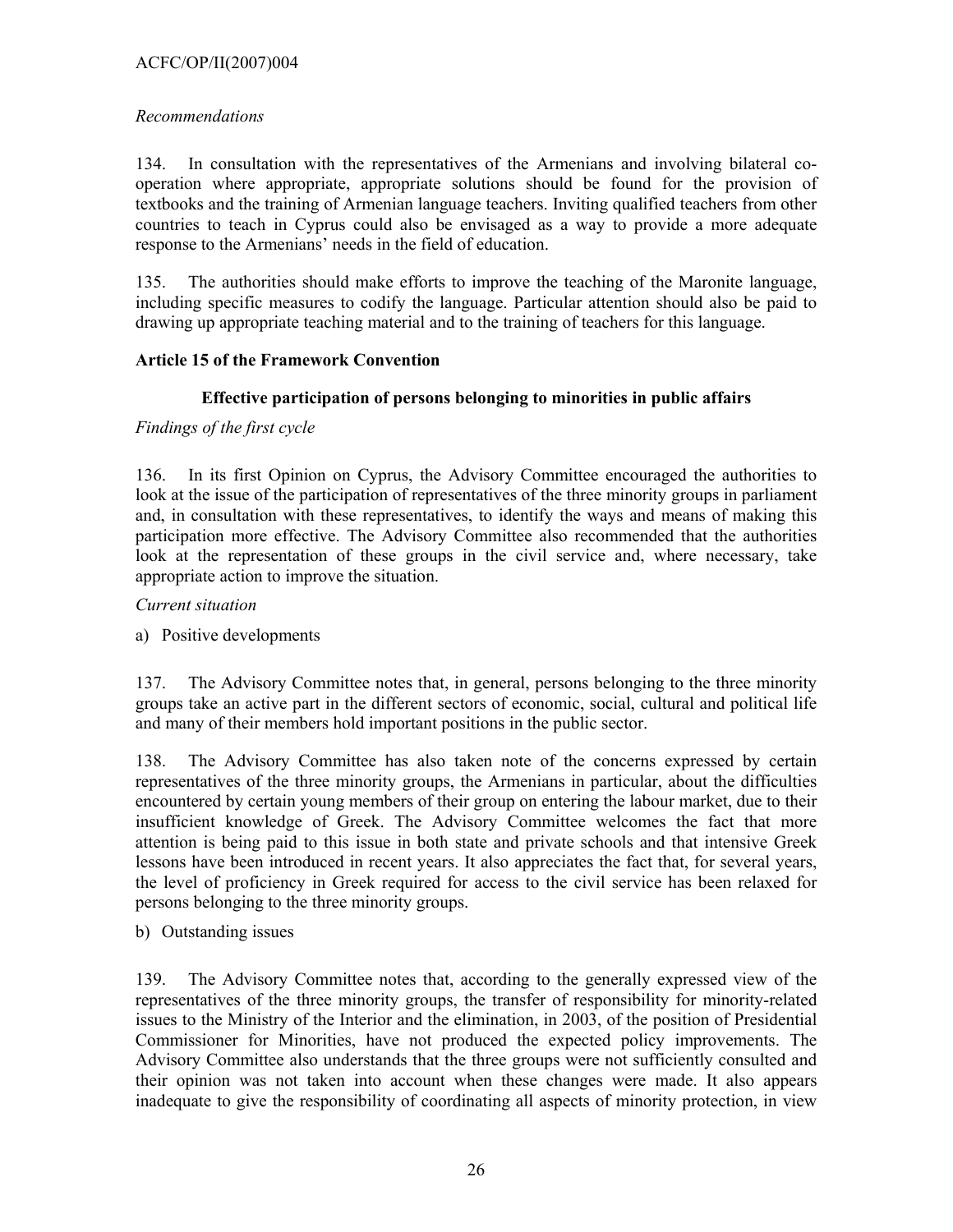*Recommendations*

134. In consultation with the representatives of the Armenians and involving bilateral co-operation where appropriate, appropriate solutions should be found for the provision of textbooks and the training of Armenian language teachers. Inviting qualified teachers from other countries to teach in Cyprus could also be envisaged as a way to provide a more adequate response to the Armenians' needs in the field of education.

135. The authorities should make efforts to improve the teaching of the Maronite language, including specific measures to codify the language. Particular attention should also be paid to drawing up appropriate teaching material and to the training of teachers for this language.

**Article 15 of the Framework Convention**

**Effective participation of persons belonging to minorities in public affairs**

*Findings of the first cycle*

136. In its first Opinion on Cyprus, the Advisory Committee encouraged the authorities to look at the issue of the participation of representatives of the three minority groups in parliament and, in consultation with these representatives, to identify the ways and means of making this participation more effective. The Advisory Committee also recommended that the authorities look at the representation of these groups in the civil service and, where necessary, take appropriate action to improve the situation.

*Current situation*

a) Positive developments

137. The Advisory Committee notes that, in general, persons belonging to the three minority groups take an active part in the different sectors of economic, social, cultural and political life and many of their members hold important positions in the public sector.

138. The Advisory Committee has also taken note of the concerns expressed by certain representatives of the three minority groups, the Armenians in particular, about the difficulties encountered by certain young members of their group on entering the labour market, due to their insufficient knowledge of Greek. The Advisory Committee welcomes the fact that more attention is being paid to this issue in both state and private schools and that intensive Greek lessons have been introduced in recent years. It also appreciates the fact that, for several years, the level of proficiency in Greek required for access to the civil service has been relaxed for persons belonging to the three minority groups.

b) Outstanding issues

139. The Advisory Committee notes that, according to the generally expressed view of the representatives of the three minority groups, the transfer of responsibility for minority-related issues to the Ministry of the Interior and the elimination, in 2003, of the position of Presidential Commissioner for Minorities, have not produced the expected policy improvements. The Advisory Committee also understands that the three groups were not sufficiently consulted and their opinion was not taken into account when these changes were made. It also appears inadequate to give the responsibility of coordinating all aspects of minority protection, in view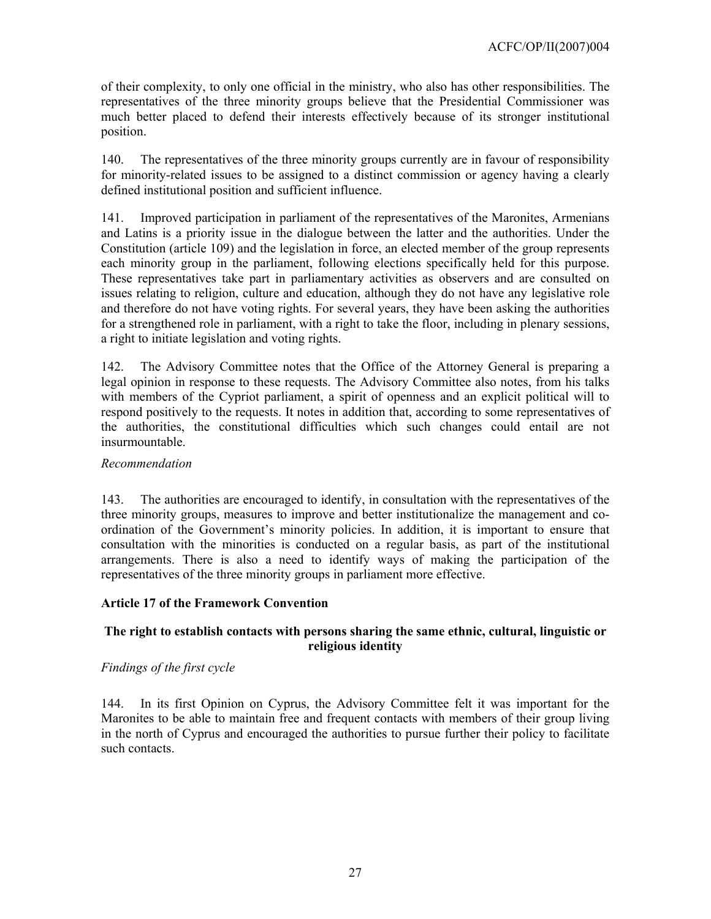of their complexity, to only one official in the ministry, who also has other responsibilities. The representatives of the three minority groups believe that the Presidential Commissioner was much better placed to defend their interests effectively because of its stronger institutional position.

140. The representatives of the three minority groups currently are in favour of responsibility for minority-related issues to be assigned to a distinct commission or agency having a clearly defined institutional position and sufficient influence.

141. Improved participation in parliament of the representatives of the Maronites, Armenians and Latins is a priority issue in the dialogue between the latter and the authorities. Under the Constitution (article 109) and the legislation in force, an elected member of the group represents each minority group in the parliament, following elections specifically held for this purpose. These representatives take part in parliamentary activities as observers and are consulted on issues relating to religion, culture and education, although they do not have any legislative role and therefore do not have voting rights. For several years, they have been asking the authorities for a strengthened role in parliament, with a right to take the floor, including in plenary sessions, a right to initiate legislation and voting rights.

142. The Advisory Committee notes that the Office of the Attorney General is preparing a legal opinion in response to these requests. The Advisory Committee also notes, from his talks with members of the Cypriot parliament, a spirit of openness and an explicit political will to respond positively to the requests. It notes in addition that, according to some representatives of the authorities, the constitutional difficulties which such changes could entail are not insurmountable.

*Recommendation*

143. The authorities are encouraged to identify, in consultation with the representatives of the three minority groups, measures to improve and better institutionalize the management and co-ordination of the Government's minority policies. In addition, it is important to ensure that consultation with the minorities is conducted on a regular basis, as part of the institutional arrangements. There is also a need to identify ways of making the participation of the representatives of the three minority groups in parliament more effective.

### Article 17 of the Framework Convention

#### The right to establish contacts with persons sharing the same ethnic, cultural, linguistic or religious identity

*Findings of the first cycle*

144. In its first Opinion on Cyprus, the Advisory Committee felt it was important for the Maronites to be able to maintain free and frequent contacts with members of their group living in the north of Cyprus and encouraged the authorities to pursue further their policy to facilitate such contacts.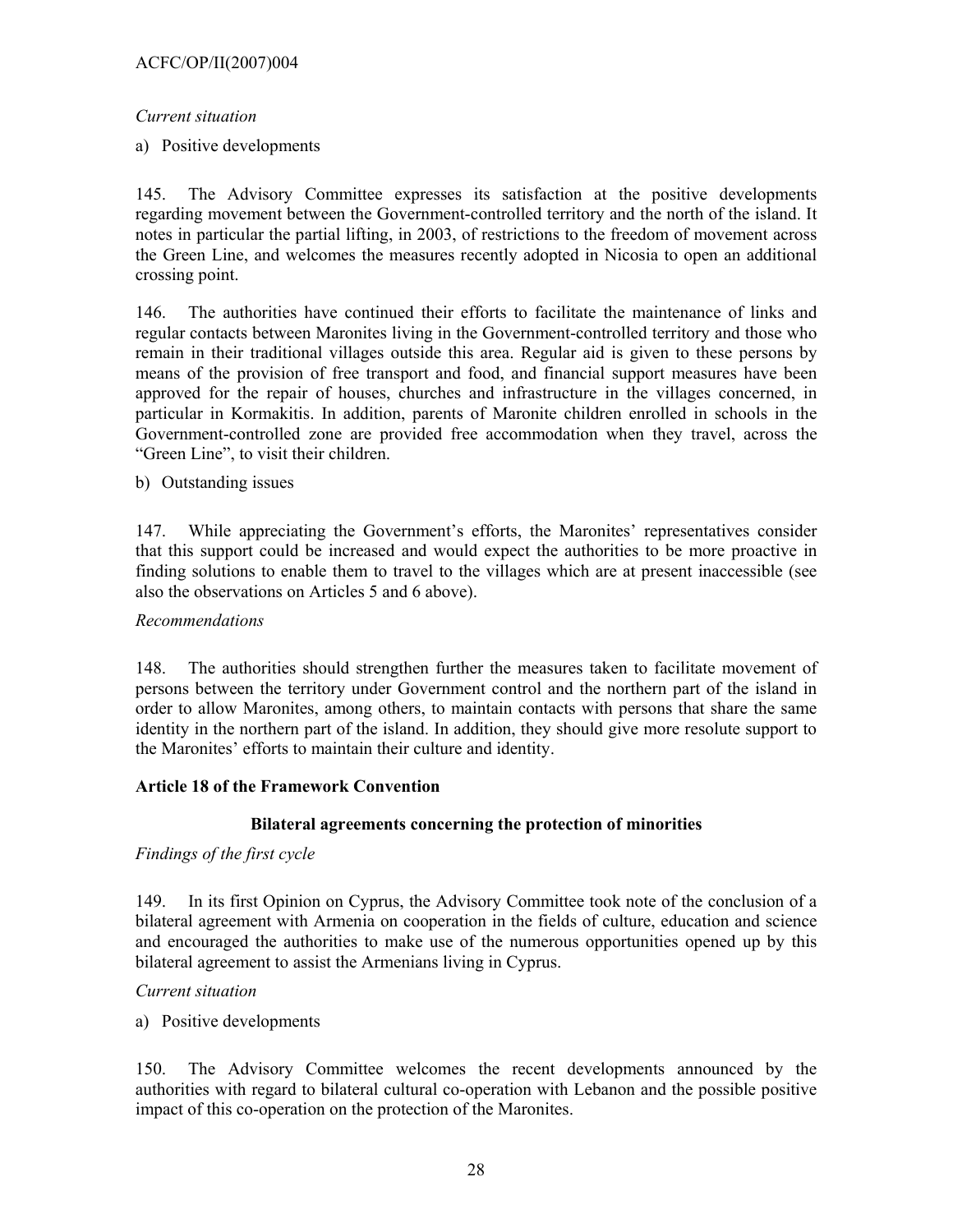*Current situation*

a) Positive developments

145. The Advisory Committee expresses its satisfaction at the positive developments regarding movement between the Government-controlled territory and the north of the island. It notes in particular the partial lifting, in 2003, of restrictions to the freedom of movement across the Green Line, and welcomes the measures recently adopted in Nicosia to open an additional crossing point.

146. The authorities have continued their efforts to facilitate the maintenance of links and regular contacts between Maronites living in the Government-controlled territory and those who remain in their traditional villages outside this area. Regular aid is given to these persons by means of the provision of free transport and food, and financial support measures have been approved for the repair of houses, churches and infrastructure in the villages concerned, in particular in Kormakitis. In addition, parents of Maronite children enrolled in schools in the Government-controlled zone are provided free accommodation when they travel, across the "Green Line", to visit their children.

b) Outstanding issues

147. While appreciating the Government's efforts, the Maronites' representatives consider that this support could be increased and would expect the authorities to be more proactive in finding solutions to enable them to travel to the villages which are at present inaccessible (see also the observations on Articles 5 and 6 above).

*Recommendations*

148. The authorities should strengthen further the measures taken to facilitate movement of persons between the territory under Government control and the northern part of the island in order to allow Maronites, among others, to maintain contacts with persons that share the same identity in the northern part of the island. In addition, they should give more resolute support to the Maronites' efforts to maintain their culture and identity.

## Article 18 of the Framework Convention

### Bilateral agreements concerning the protection of minorities

*Findings of the first cycle*

149. In its first Opinion on Cyprus, the Advisory Committee took note of the conclusion of a bilateral agreement with Armenia on cooperation in the fields of culture, education and science and encouraged the authorities to make use of the numerous opportunities opened up by this bilateral agreement to assist the Armenians living in Cyprus.

*Current situation*

a) Positive developments

150. The Advisory Committee welcomes the recent developments announced by the authorities with regard to bilateral cultural co-operation with Lebanon and the possible positive impact of this co-operation on the protection of the Maronites.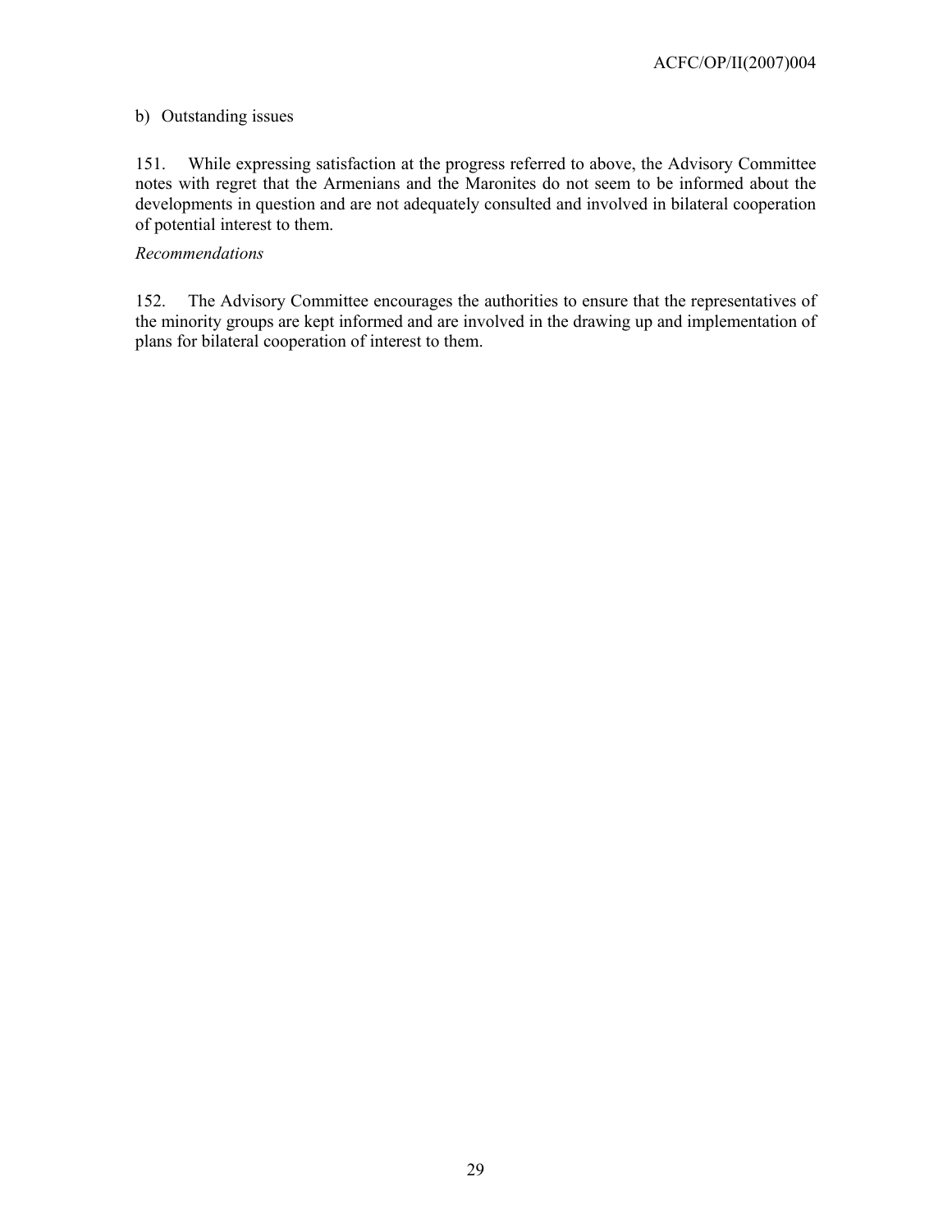b) Outstanding issues

151. While expressing satisfaction at the progress referred to above, the Advisory Committee notes with regret that the Armenians and the Maronites do not seem to be informed about the developments in question and are not adequately consulted and involved in bilateral cooperation of potential interest to them.

*Recommendations*

152. The Advisory Committee encourages the authorities to ensure that the representatives of the minority groups are kept informed and are involved in the drawing up and implementation of plans for bilateral cooperation of interest to them.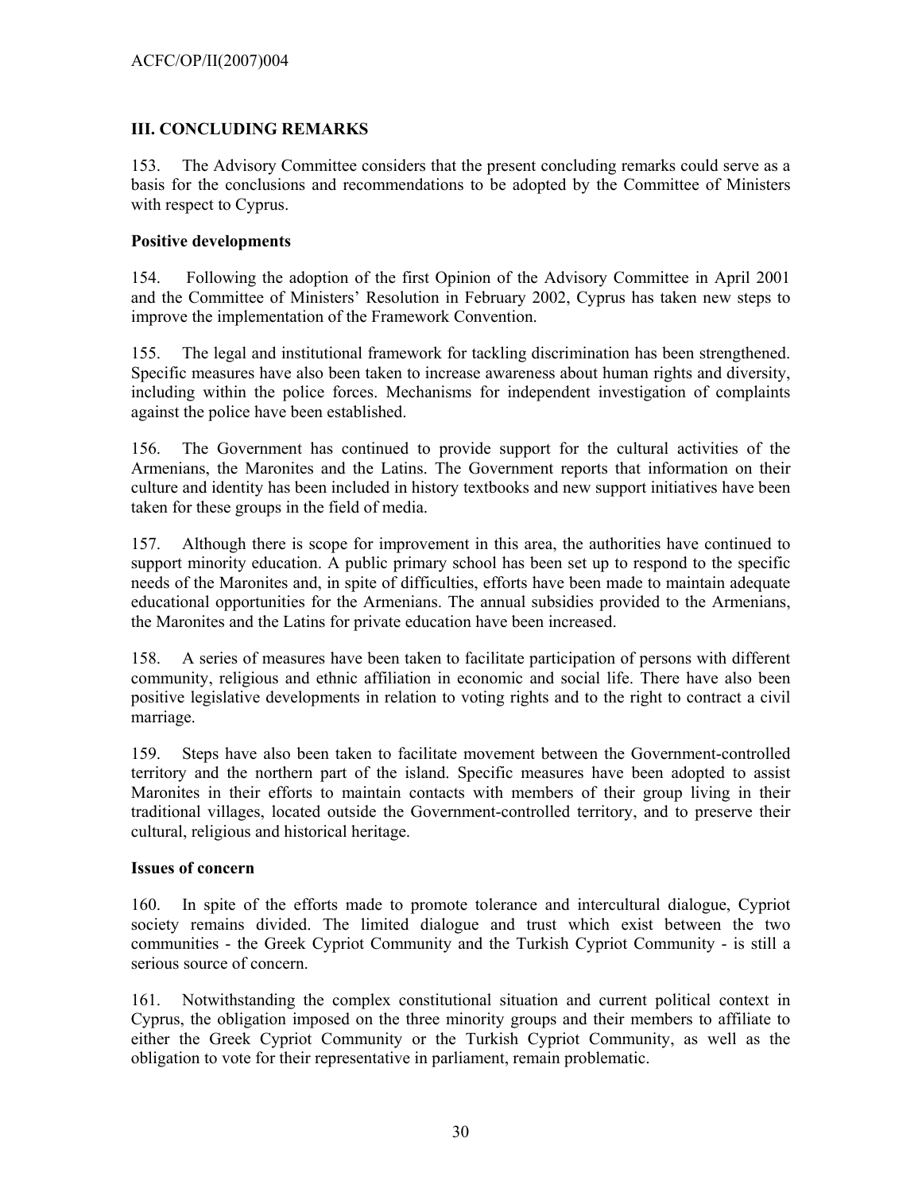## III. CONCLUDING REMARKS

153. The Advisory Committee considers that the present concluding remarks could serve as a basis for the conclusions and recommendations to be adopted by the Committee of Ministers with respect to Cyprus.

### Positive developments

154. Following the adoption of the first Opinion of the Advisory Committee in April 2001 and the Committee of Ministers' Resolution in February 2002, Cyprus has taken new steps to improve the implementation of the Framework Convention.

155. The legal and institutional framework for tackling discrimination has been strengthened. Specific measures have also been taken to increase awareness about human rights and diversity, including within the police forces. Mechanisms for independent investigation of complaints against the police have been established.

156. The Government has continued to provide support for the cultural activities of the Armenians, the Maronites and the Latins. The Government reports that information on their culture and identity has been included in history textbooks and new support initiatives have been taken for these groups in the field of media.

157. Although there is scope for improvement in this area, the authorities have continued to support minority education. A public primary school has been set up to respond to the specific needs of the Maronites and, in spite of difficulties, efforts have been made to maintain adequate educational opportunities for the Armenians. The annual subsidies provided to the Armenians, the Maronites and the Latins for private education have been increased.

158. A series of measures have been taken to facilitate participation of persons with different community, religious and ethnic affiliation in economic and social life. There have also been positive legislative developments in relation to voting rights and to the right to contract a civil marriage.

159. Steps have also been taken to facilitate movement between the Government-controlled territory and the northern part of the island. Specific measures have been adopted to assist Maronites in their efforts to maintain contacts with members of their group living in their traditional villages, located outside the Government-controlled territory, and to preserve their cultural, religious and historical heritage.

### Issues of concern

160. In spite of the efforts made to promote tolerance and intercultural dialogue, Cypriot society remains divided. The limited dialogue and trust which exist between the two communities - the Greek Cypriot Community and the Turkish Cypriot Community - is still a serious source of concern.

161. Notwithstanding the complex constitutional situation and current political context in Cyprus, the obligation imposed on the three minority groups and their members to affiliate to either the Greek Cypriot Community or the Turkish Cypriot Community, as well as the obligation to vote for their representative in parliament, remain problematic.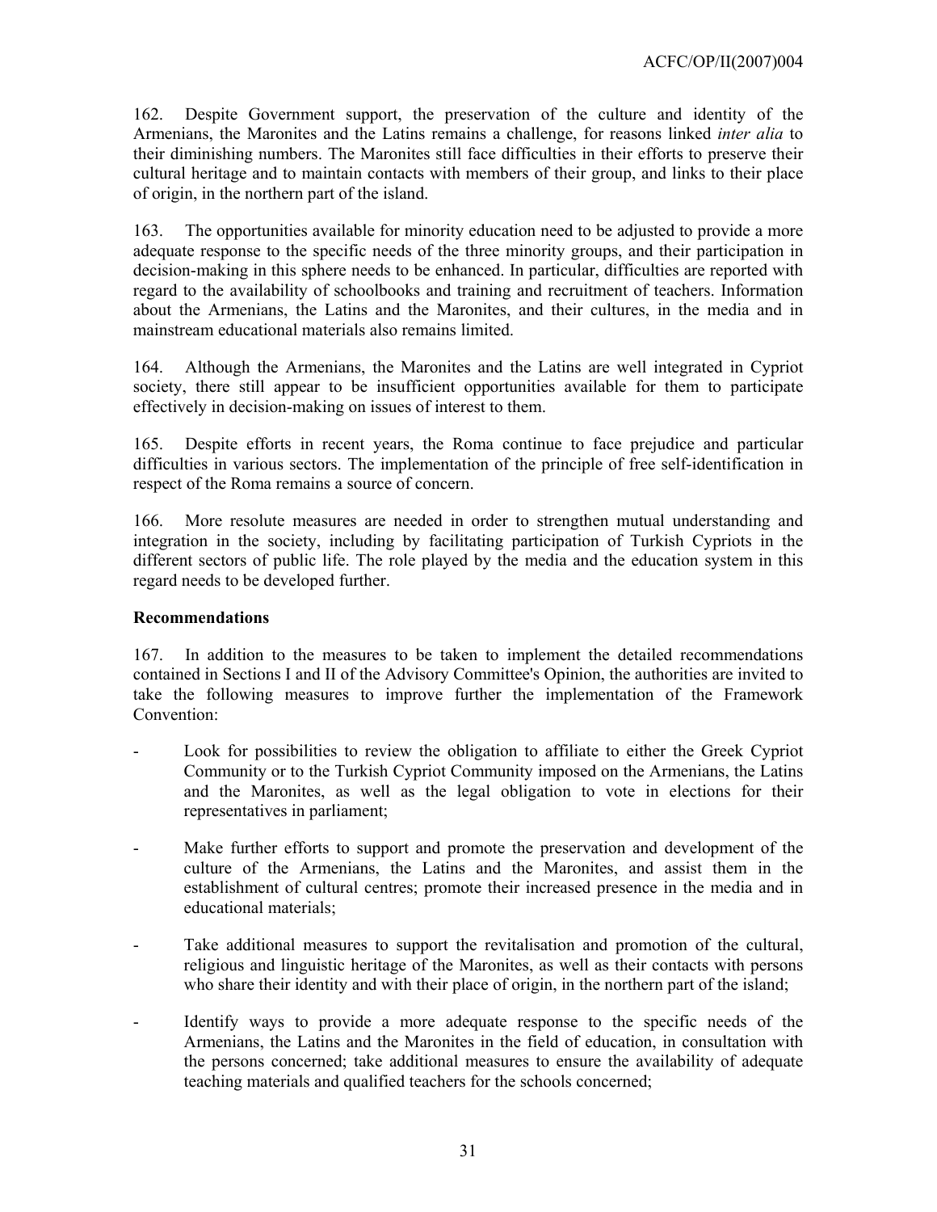162. Despite Government support, the preservation of the culture and identity of the Armenians, the Maronites and the Latins remains a challenge, for reasons linked *inter alia* to their diminishing numbers. The Maronites still face difficulties in their efforts to preserve their cultural heritage and to maintain contacts with members of their group, and links to their place of origin, in the northern part of the island.

163. The opportunities available for minority education need to be adjusted to provide a more adequate response to the specific needs of the three minority groups, and their participation in decision-making in this sphere needs to be enhanced. In particular, difficulties are reported with regard to the availability of schoolbooks and training and recruitment of teachers. Information about the Armenians, the Latins and the Maronites, and their cultures, in the media and in mainstream educational materials also remains limited.

164. Although the Armenians, the Maronites and the Latins are well integrated in Cypriot society, there still appear to be insufficient opportunities available for them to participate effectively in decision-making on issues of interest to them.

165. Despite efforts in recent years, the Roma continue to face prejudice and particular difficulties in various sectors. The implementation of the principle of free self-identification in respect of the Roma remains a source of concern.

166. More resolute measures are needed in order to strengthen mutual understanding and integration in the society, including by facilitating participation of Turkish Cypriots in the different sectors of public life. The role played by the media and the education system in this regard needs to be developed further.

**Recommendations**

167. In addition to the measures to be taken to implement the detailed recommendations contained in Sections I and II of the Advisory Committee's Opinion, the authorities are invited to take the following measures to improve further the implementation of the Framework Convention:

- Look for possibilities to review the obligation to affiliate to either the Greek Cypriot Community or to the Turkish Cypriot Community imposed on the Armenians, the Latins and the Maronites, as well as the legal obligation to vote in elections for their representatives in parliament;

- Make further efforts to support and promote the preservation and development of the culture of the Armenians, the Latins and the Maronites, and assist them in the establishment of cultural centres; promote their increased presence in the media and in educational materials;

- Take additional measures to support the revitalisation and promotion of the cultural, religious and linguistic heritage of the Maronites, as well as their contacts with persons who share their identity and with their place of origin, in the northern part of the island;

- Identify ways to provide a more adequate response to the specific needs of the Armenians, the Latins and the Maronites in the field of education, in consultation with the persons concerned; take additional measures to ensure the availability of adequate teaching materials and qualified teachers for the schools concerned;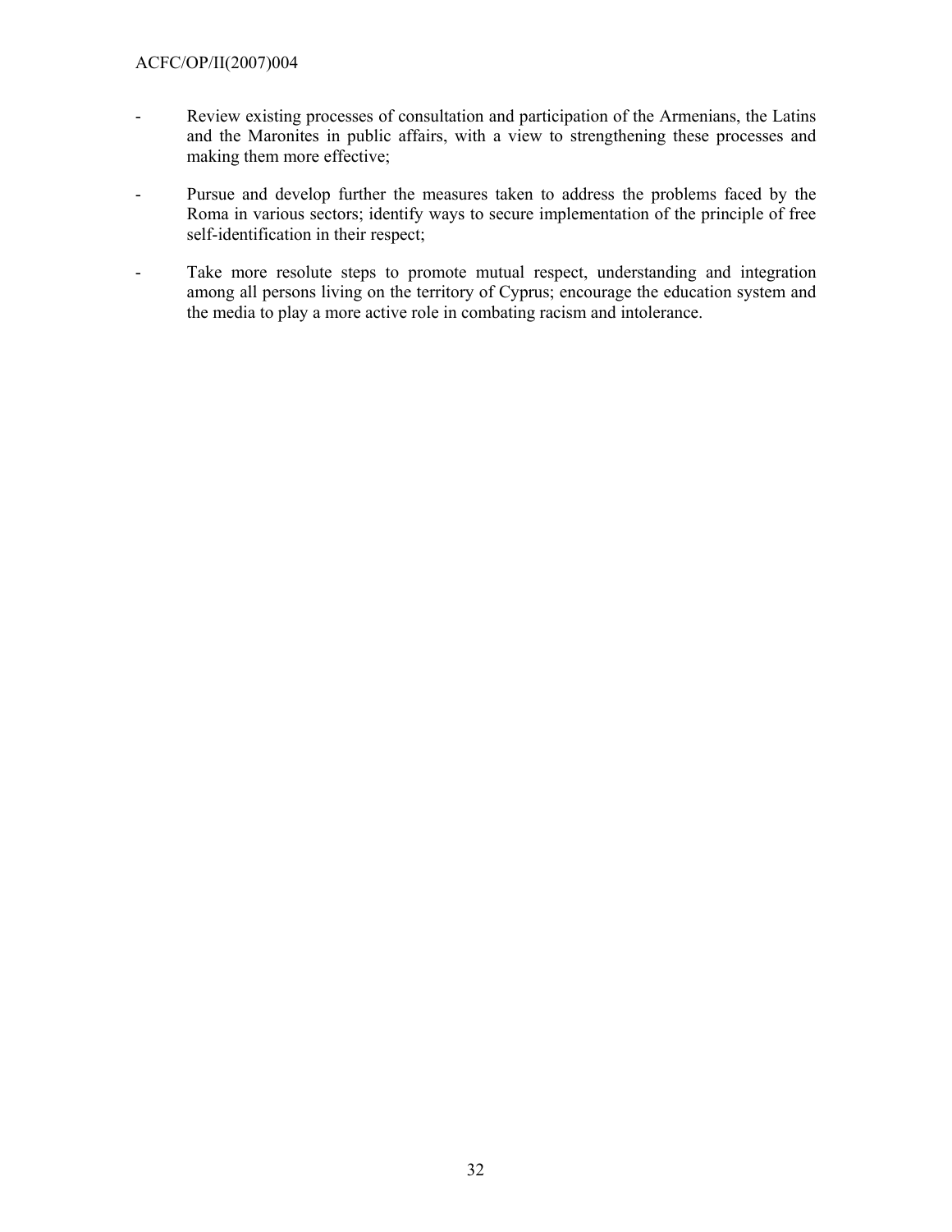- Review existing processes of consultation and participation of the Armenians, the Latins and the Maronites in public affairs, with a view to strengthening these processes and making them more effective;

- Pursue and develop further the measures taken to address the problems faced by the Roma in various sectors; identify ways to secure implementation of the principle of free self-identification in their respect;

- Take more resolute steps to promote mutual respect, understanding and integration among all persons living on the territory of Cyprus; encourage the education system and the media to play a more active role in combating racism and intolerance.